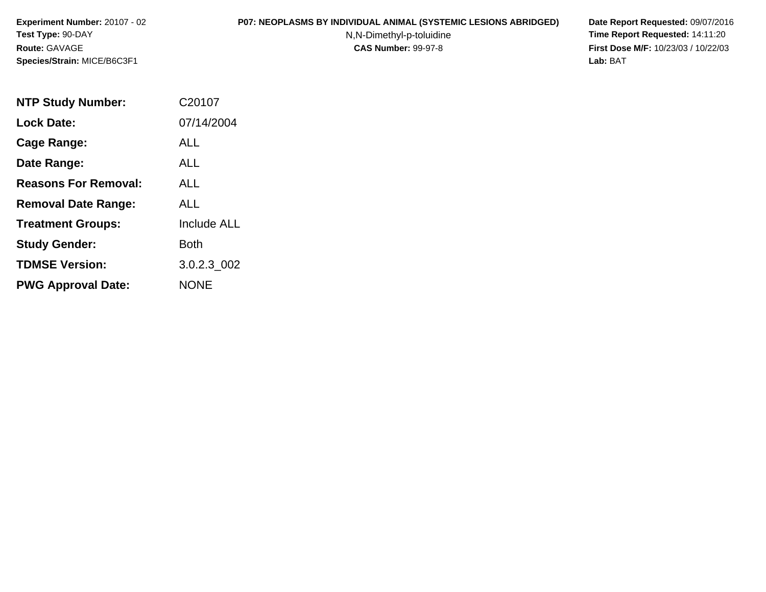**Experiment Number:** 20107 - 02
**Test Type:** 90-DAY
**Route:** GAVAGE
**Species/Strain:** MICE/B6C3F1

**P07: NEOPLASMS BY INDIVIDUAL ANIMAL (SYSTEMIC LESIONS ABRIDGED)**
N,N-Dimethyl-p-toluidine
**CAS Number:** 99-97-8

**Date Report Requested:** 09/07/2016
**Time Report Requested:** 14:11:20
**First Dose M/F:** 10/23/03 / 10/22/03
**Lab:** BAT

| | |
|---|---|
| **NTP Study Number:** | C20107 |
| **Lock Date:** | 07/14/2004 |
| **Cage Range:** | ALL |
| **Date Range:** | ALL |
| **Reasons For Removal:** | ALL |
| **Removal Date Range:** | ALL |
| **Treatment Groups:** | Include ALL |
| **Study Gender:** | Both |
| **TDMSE Version:** | 3.0.2.3_002 |
| **PWG Approval Date:** | NONE |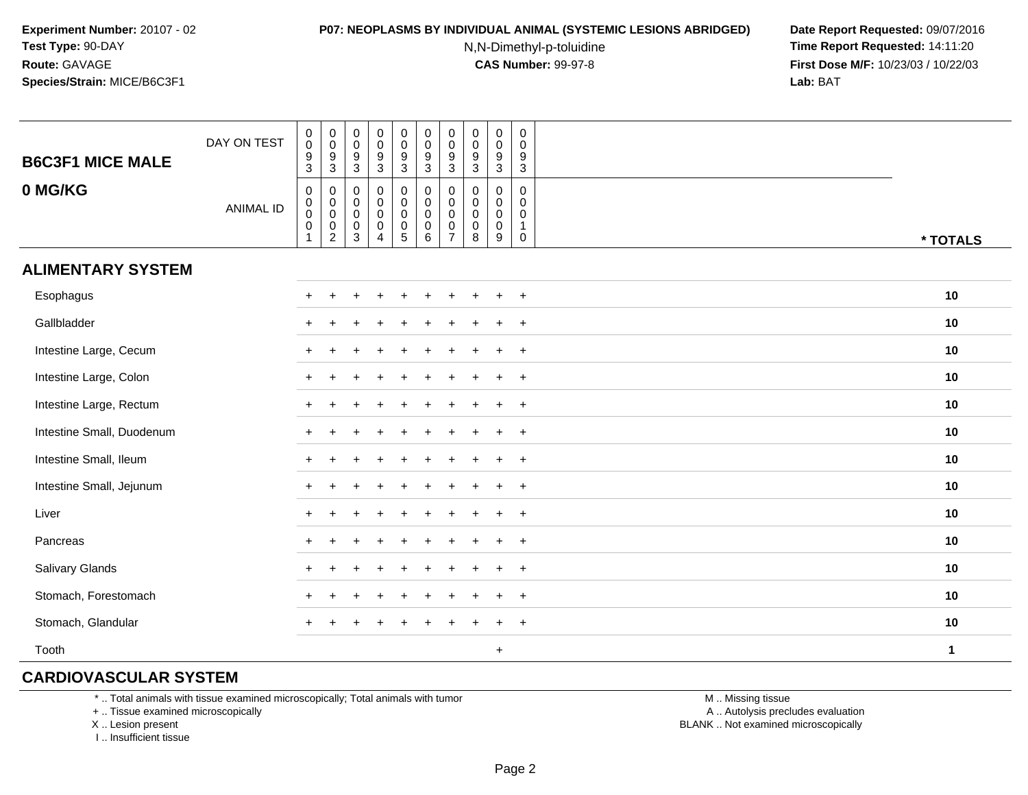**Experiment Number:** 20107 - 02
**Test Type:** 90-DAY
**Route:** GAVAGE
**Species/Strain:** MICE/B6C3F1

**P07: NEOPLASMS BY INDIVIDUAL ANIMAL (SYSTEMIC LESIONS ABRIDGED)**
N,N-Dimethyl-p-toluidine
**CAS Number:** 99-97-8

**Date Report Requested:** 09/07/2016
**Time Report Requested:** 14:11:20
**First Dose M/F:** 10/23/03 / 10/22/03
**Lab:** BAT

| B6C3F1 MICE MALE 0 MG/KG | | | | | | | | | | | |
|---|---|---|---|---|---|---|---|---|---|---|---|
| DAY ON TEST | 0093 | 0093 | 0093 | 0093 | 0093 | 0093 | 0093 | 0093 | 0093 | 0093 | |
| ANIMAL ID | 00001 | 00002 | 00003 | 00004 | 00005 | 00006 | 00007 | 00008 | 00009 | 00010 | * TOTALS |
| **ALIMENTARY SYSTEM** | | | | | | | | | | | |
| Esophagus | + | + | + | + | + | + | + | + | + | + | 10 |
| Gallbladder | + | + | + | + | + | + | + | + | + | + | 10 |
| Intestine Large, Cecum | + | + | + | + | + | + | + | + | + | + | 10 |
| Intestine Large, Colon | + | + | + | + | + | + | + | + | + | + | 10 |
| Intestine Large, Rectum | + | + | + | + | + | + | + | + | + | + | 10 |
| Intestine Small, Duodenum | + | + | + | + | + | + | + | + | + | + | 10 |
| Intestine Small, Ileum | + | + | + | + | + | + | + | + | + | + | 10 |
| Intestine Small, Jejunum | + | + | + | + | + | + | + | + | + | + | 10 |
| Liver | + | + | + | + | + | + | + | + | + | + | 10 |
| Pancreas | + | + | + | + | + | + | + | + | + | + | 10 |
| Salivary Glands | + | + | + | + | + | + | + | + | + | + | 10 |
| Stomach, Forestomach | + | + | + | + | + | + | + | + | + | + | 10 |
| Stomach, Glandular | + | + | + | + | + | + | + | + | + | + | 10 |
| Tooth | | | | | | | | | + | | 1 |
| **CARDIOVASCULAR SYSTEM** | | | | | | | | | | | |

* .. Total animals with tissue examined microscopically; Total animals with tumor
+ .. Tissue examined microscopically
X .. Lesion present
I .. Insufficient tissue

M .. Missing tissue
A .. Autolysis precludes evaluation
BLANK .. Not examined microscopically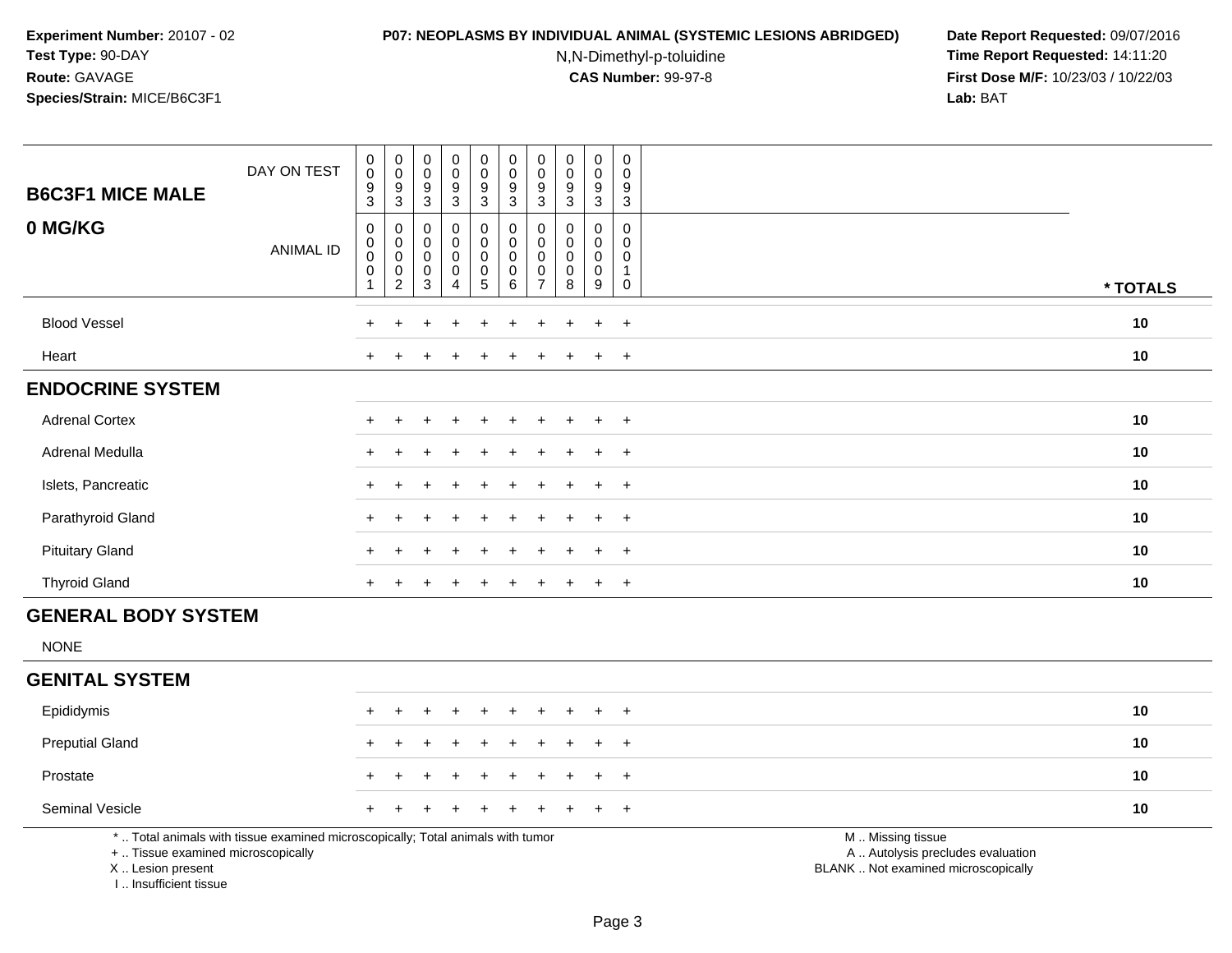**Experiment Number:** 20107 - 02
**Test Type:** 90-DAY
**Route:** GAVAGE
**Species/Strain:** MICE/B6C3F1

**P07: NEOPLASMS BY INDIVIDUAL ANIMAL (SYSTEMIC LESIONS ABRIDGED)**
N,N-Dimethyl-p-toluidine
**CAS Number:** 99-97-8

**Date Report Requested:** 09/07/2016
**Time Report Requested:** 14:11:20
**First Dose M/F:** 10/23/03 / 10/22/03
**Lab:** BAT

| **B6C3F1 MICE MALE** **0 MG/KG** | | | | | | | | | | | |
|---|---|---|---|---|---|---|---|---|---|---|---|
| DAY ON TEST | 0093 | 0093 | 0093 | 0093 | 0093 | 0093 | 0093 | 0093 | 0093 | 0093 | |
| ANIMAL ID | 00001 | 00002 | 00003 | 00004 | 00005 | 00006 | 00007 | 00008 | 00009 | 00010 | * TOTALS |
| Blood Vessel | + | + | + | + | + | + | + | + | + | + | 10 |
| Heart | + | + | + | + | + | + | + | + | + | + | 10 |
| **ENDOCRINE SYSTEM** | | | | | | | | | | | |
| Adrenal Cortex | + | + | + | + | + | + | + | + | + | + | 10 |
| Adrenal Medulla | + | + | + | + | + | + | + | + | + | + | 10 |
| Islets, Pancreatic | + | + | + | + | + | + | + | + | + | + | 10 |
| Parathyroid Gland | + | + | + | + | + | + | + | + | + | + | 10 |
| Pituitary Gland | + | + | + | + | + | + | + | + | + | + | 10 |
| Thyroid Gland | + | + | + | + | + | + | + | + | + | + | 10 |
| **GENERAL BODY SYSTEM** | | | | | | | | | | | |
| NONE | | | | | | | | | | | |
| **GENITAL SYSTEM** | | | | | | | | | | | |
| Epididymis | + | + | + | + | + | + | + | + | + | + | 10 |
| Preputial Gland | + | + | + | + | + | + | + | + | + | + | 10 |
| Prostate | + | + | + | + | + | + | + | + | + | + | 10 |
| Seminal Vesicle | + | + | + | + | + | + | + | + | + | + | 10 |

\* .. Total animals with tissue examined microscopically; Total animals with tumor
\+ .. Tissue examined microscopically
X .. Lesion present
I .. Insufficient tissue

M .. Missing tissue
A .. Autolysis precludes evaluation
BLANK .. Not examined microscopically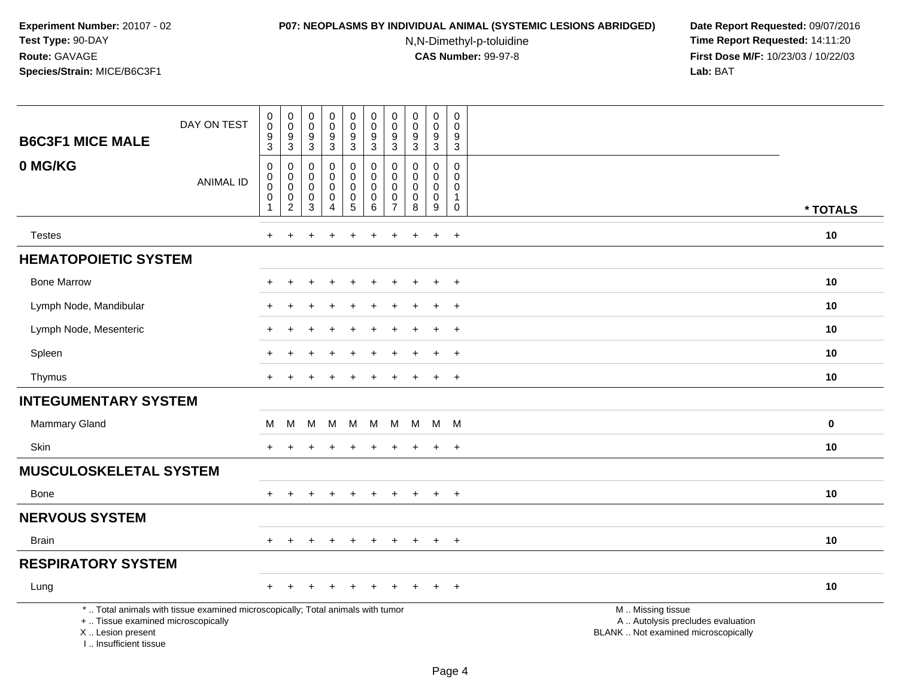**Experiment Number:** 20107 - 02
**Test Type:** 90-DAY
**Route:** GAVAGE
**Species/Strain:** MICE/B6C3F1

**P07: NEOPLASMS BY INDIVIDUAL ANIMAL (SYSTEMIC LESIONS ABRIDGED)**
N,N-Dimethyl-p-toluidine
**CAS Number:** 99-97-8

**Date Report Requested:** 09/07/2016
**Time Report Requested:** 14:11:20
**First Dose M/F:** 10/23/03 / 10/22/03
**Lab:** BAT

| B6C3F1 MICE MALE<br>0 MG/KG | | | | | | | | | | | |
|---|---|---|---|---|---|---|---|---|---|---|---|
| DAY ON TEST | 0093 | 0093 | 0093 | 0093 | 0093 | 0093 | 0093 | 0093 | 0093 | 0093 | |
| ANIMAL ID | 00001 | 00002 | 00003 | 00004 | 00005 | 00006 | 00007 | 00008 | 00009 | 00010 | * TOTALS |
| Testes | + | + | + | + | + | + | + | + | + | + | 10 |
| **HEMATOPOIETIC SYSTEM** | | | | | | | | | | | |
| Bone Marrow | + | + | + | + | + | + | + | + | + | + | 10 |
| Lymph Node, Mandibular | + | + | + | + | + | + | + | + | + | + | 10 |
| Lymph Node, Mesenteric | + | + | + | + | + | + | + | + | + | + | 10 |
| Spleen | + | + | + | + | + | + | + | + | + | + | 10 |
| Thymus | + | + | + | + | + | + | + | + | + | + | 10 |
| **INTEGUMENTARY SYSTEM** | | | | | | | | | | | |
| Mammary Gland | M | M | M | M | M | M | M | M | M | M | 0 |
| Skin | + | + | + | + | + | + | + | + | + | + | 10 |
| **MUSCULOSKELETAL SYSTEM** | | | | | | | | | | | |
| Bone | + | + | + | + | + | + | + | + | + | + | 10 |
| **NERVOUS SYSTEM** | | | | | | | | | | | |
| Brain | + | + | + | + | + | + | + | + | + | + | 10 |
| **RESPIRATORY SYSTEM** | | | | | | | | | | | |
| Lung | + | + | + | + | + | + | + | + | + | + | 10 |

* .. Total animals with tissue examined microscopically; Total animals with tumor
+ .. Tissue examined microscopically
X .. Lesion present
I .. Insufficient tissue

M .. Missing tissue
A .. Autolysis precludes evaluation
BLANK .. Not examined microscopically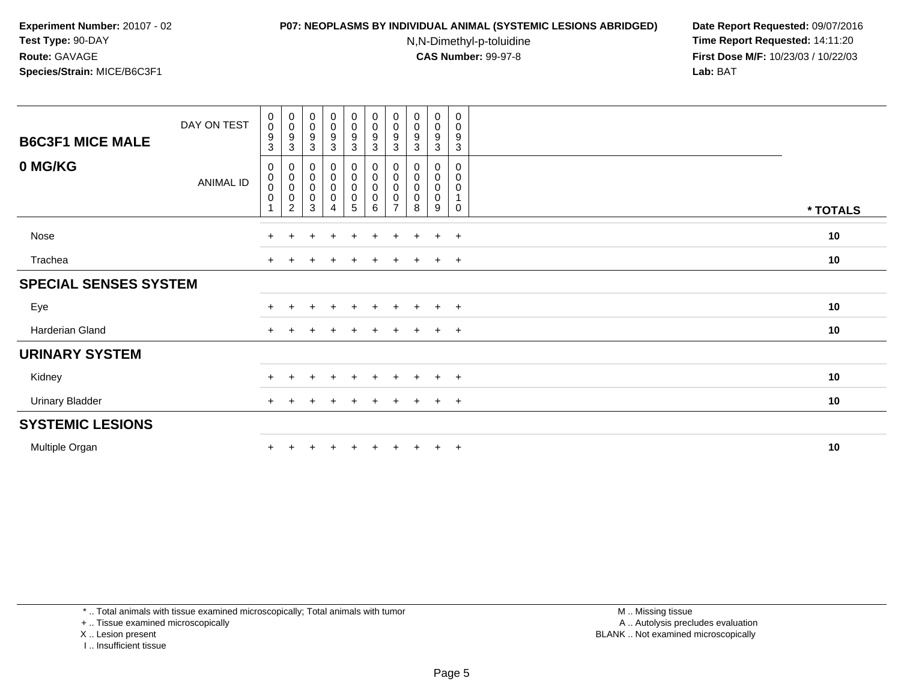**Experiment Number:** 20107 - 02
**Test Type:** 90-DAY
**Route:** GAVAGE
**Species/Strain:** MICE/B6C3F1

**P07: NEOPLASMS BY INDIVIDUAL ANIMAL (SYSTEMIC LESIONS ABRIDGED)**
N,N-Dimethyl-p-toluidine
**CAS Number:** 99-97-8

**Date Report Requested:** 09/07/2016
**Time Report Requested:** 14:11:20
**First Dose M/F:** 10/23/03 / 10/22/03
**Lab:** BAT

| B6C3F1 MICE MALE 0 MG/KG | | | | | | | | | | | |
|---|---|---|---|---|---|---|---|---|---|---|---|
| DAY ON TEST | 0093 | 0093 | 0093 | 0093 | 0093 | 0093 | 0093 | 0093 | 0093 | 0093 | |
| ANIMAL ID | 00001 | 00002 | 00003 | 00004 | 00005 | 00006 | 00007 | 00008 | 00009 | 00010 | * TOTALS |
| Nose | + | + | + | + | + | + | + | + | + | + | 10 |
| Trachea | + | + | + | + | + | + | + | + | + | + | 10 |
| **SPECIAL SENSES SYSTEM** | | | | | | | | | | | |
| Eye | + | + | + | + | + | + | + | + | + | + | 10 |
| Harderian Gland | + | + | + | + | + | + | + | + | + | + | 10 |
| **URINARY SYSTEM** | | | | | | | | | | | |
| Kidney | + | + | + | + | + | + | + | + | + | + | 10 |
| Urinary Bladder | + | + | + | + | + | + | + | + | + | + | 10 |
| **SYSTEMIC LESIONS** | | | | | | | | | | | |
| Multiple Organ | + | + | + | + | + | + | + | + | + | + | 10 |

* .. Total animals with tissue examined microscopically; Total animals with tumor
+ .. Tissue examined microscopically
X .. Lesion present
I .. Insufficient tissue

M .. Missing tissue
A .. Autolysis precludes evaluation
BLANK .. Not examined microscopically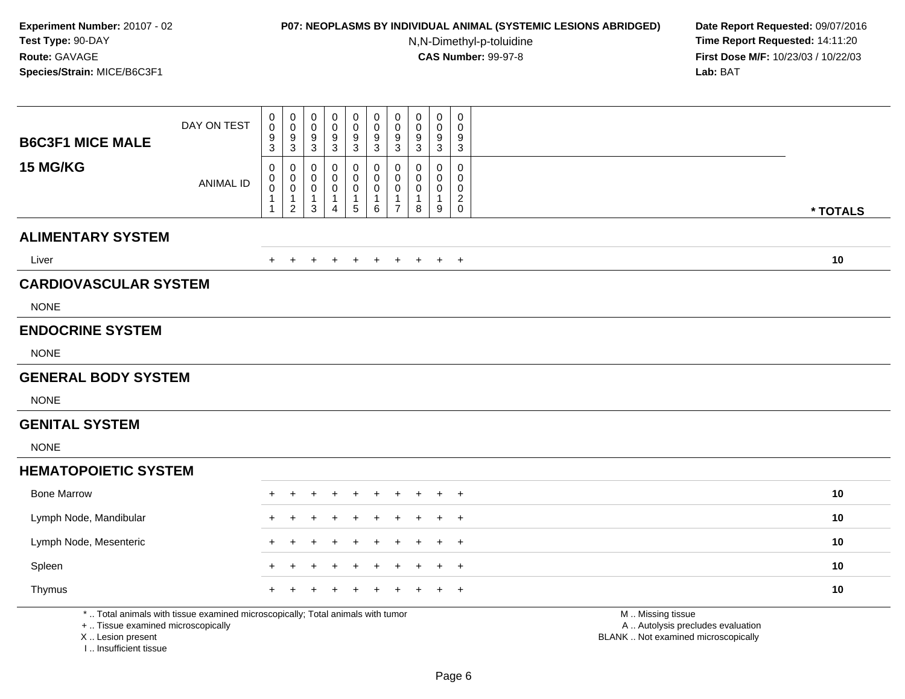**Experiment Number:** 20107 - 02
**Test Type:** 90-DAY
**Route:** GAVAGE
**Species/Strain:** MICE/B6C3F1

**P07: NEOPLASMS BY INDIVIDUAL ANIMAL (SYSTEMIC LESIONS ABRIDGED)**
N,N-Dimethyl-p-toluidine
**CAS Number:** 99-97-8

**Date Report Requested:** 09/07/2016
**Time Report Requested:** 14:11:20
**First Dose M/F:** 10/23/03 / 10/22/03
**Lab:** BAT

| **B6C3F1 MICE MALE 15 MG/KG** | | | | | | | | | | | |
|---|---|---|---|---|---|---|---|---|---|---|---|
| DAY ON TEST | 0093 | 0093 | 0093 | 0093 | 0093 | 0093 | 0093 | 0093 | 0093 | 0093 | |
| ANIMAL ID | 00011 | 00012 | 00013 | 00014 | 00015 | 00016 | 00017 | 00018 | 00019 | 00020 | *** TOTALS** |
| **ALIMENTARY SYSTEM** | | | | | | | | | | | |
| Liver | + | + | + | + | + | + | + | + | + | + | **10** |
| **CARDIOVASCULAR SYSTEM** | | | | | | | | | | | |
| NONE | | | | | | | | | | | |
| **ENDOCRINE SYSTEM** | | | | | | | | | | | |
| NONE | | | | | | | | | | | |
| **GENERAL BODY SYSTEM** | | | | | | | | | | | |
| NONE | | | | | | | | | | | |
| **GENITAL SYSTEM** | | | | | | | | | | | |
| NONE | | | | | | | | | | | |
| **HEMATOPOIETIC SYSTEM** | | | | | | | | | | | |
| Bone Marrow | + | + | + | + | + | + | + | + | + | + | **10** |
| Lymph Node, Mandibular | + | + | + | + | + | + | + | + | + | + | **10** |
| Lymph Node, Mesenteric | + | + | + | + | + | + | + | + | + | + | **10** |
| Spleen | + | + | + | + | + | + | + | + | + | + | **10** |
| Thymus | + | + | + | + | + | + | + | + | + | + | **10** |

\* .. Total animals with tissue examined microscopically; Total animals with tumor
\+ .. Tissue examined microscopically
X .. Lesion present
I .. Insufficient tissue

M .. Missing tissue
A .. Autolysis precludes evaluation
BLANK .. Not examined microscopically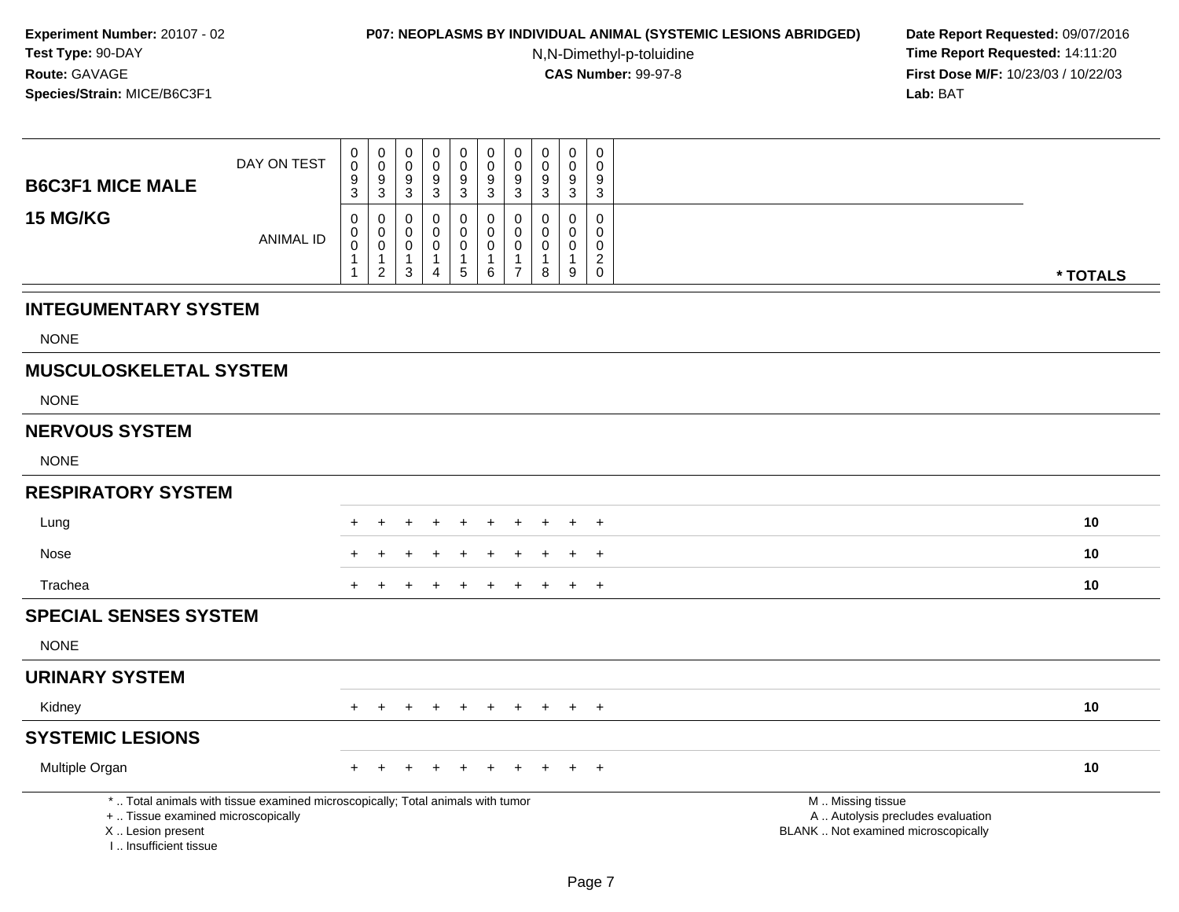**Experiment Number:** 20107 - 02
**Test Type:** 90-DAY
**Route:** GAVAGE
**Species/Strain:** MICE/B6C3F1

**P07: NEOPLASMS BY INDIVIDUAL ANIMAL (SYSTEMIC LESIONS ABRIDGED)**
N,N-Dimethyl-p-toluidine
**CAS Number:** 99-97-8

**Date Report Requested:** 09/07/2016
**Time Report Requested:** 14:11:20
**First Dose M/F:** 10/23/03 / 10/22/03
**Lab:** BAT

| B6C3F1 MICE MALE 15 MG/KG | | | | | | | | | | | |
|---|---|---|---|---|---|---|---|---|---|---|---|
| DAY ON TEST | 0093 | 0093 | 0093 | 0093 | 0093 | 0093 | 0093 | 0093 | 0093 | 0093 | |
| ANIMAL ID | 00011 | 00012 | 00013 | 00014 | 00015 | 00016 | 00017 | 00018 | 00019 | 00020 | * TOTALS |
| **INTEGUMENTARY SYSTEM** | | | | | | | | | | | |
| NONE | | | | | | | | | | | |
| **MUSCULOSKELETAL SYSTEM** | | | | | | | | | | | |
| NONE | | | | | | | | | | | |
| **NERVOUS SYSTEM** | | | | | | | | | | | |
| NONE | | | | | | | | | | | |
| **RESPIRATORY SYSTEM** | | | | | | | | | | | |
| Lung | + | + | + | + | + | + | + | + | + | + | 10 |
| Nose | + | + | + | + | + | + | + | + | + | + | 10 |
| Trachea | + | + | + | + | + | + | + | + | + | + | 10 |
| **SPECIAL SENSES SYSTEM** | | | | | | | | | | | |
| NONE | | | | | | | | | | | |
| **URINARY SYSTEM** | | | | | | | | | | | |
| Kidney | + | + | + | + | + | + | + | + | + | + | 10 |
| **SYSTEMIC LESIONS** | | | | | | | | | | | |
| Multiple Organ | + | + | + | + | + | + | + | + | + | + | 10 |

* .. Total animals with tissue examined microscopically; Total animals with tumor
+ .. Tissue examined microscopically
X .. Lesion present
I .. Insufficient tissue

M .. Missing tissue
A .. Autolysis precludes evaluation
BLANK .. Not examined microscopically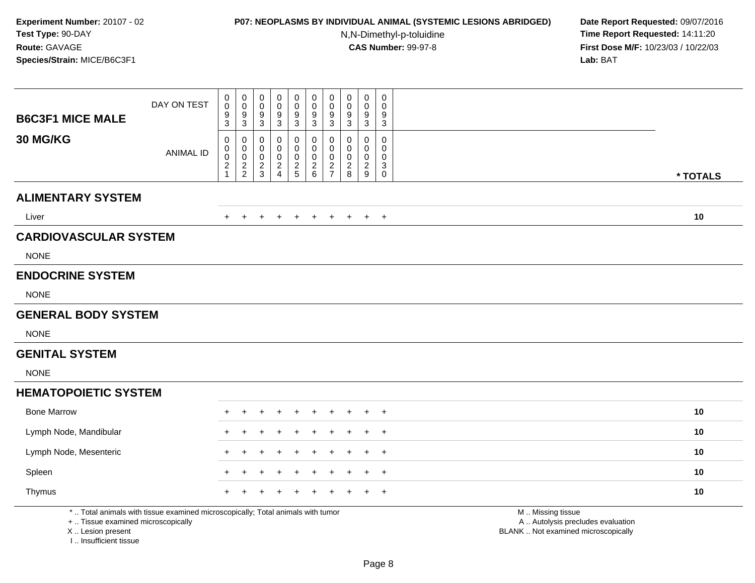**Experiment Number:** 20107 - 02
**Test Type:** 90-DAY
**Route:** GAVAGE
**Species/Strain:** MICE/B6C3F1

**P07: NEOPLASMS BY INDIVIDUAL ANIMAL (SYSTEMIC LESIONS ABRIDGED)**
N,N-Dimethyl-p-toluidine
**CAS Number:** 99-97-8

**Date Report Requested:** 09/07/2016
**Time Report Requested:** 14:11:20
**First Dose M/F:** 10/23/03 / 10/22/03
**Lab:** BAT

| B6C3F1 MICE MALE 30 MG/KG | | | | | | | | | | | |
|---|---|---|---|---|---|---|---|---|---|---|---|
| DAY ON TEST | 0093 | 0093 | 0093 | 0093 | 0093 | 0093 | 0093 | 0093 | 0093 | 0093 | |
| ANIMAL ID | 00021 | 00022 | 00023 | 00024 | 00025 | 00026 | 00027 | 00028 | 00029 | 00030 | * TOTALS |
| **ALIMENTARY SYSTEM** | | | | | | | | | | | |
| Liver | + | + | + | + | + | + | + | + | + | + | 10 |
| **CARDIOVASCULAR SYSTEM** | | | | | | | | | | | |
| NONE | | | | | | | | | | | |
| **ENDOCRINE SYSTEM** | | | | | | | | | | | |
| NONE | | | | | | | | | | | |
| **GENERAL BODY SYSTEM** | | | | | | | | | | | |
| NONE | | | | | | | | | | | |
| **GENITAL SYSTEM** | | | | | | | | | | | |
| NONE | | | | | | | | | | | |
| **HEMATOPOIETIC SYSTEM** | | | | | | | | | | | |
| Bone Marrow | + | + | + | + | + | + | + | + | + | + | 10 |
| Lymph Node, Mandibular | + | + | + | + | + | + | + | + | + | + | 10 |
| Lymph Node, Mesenteric | + | + | + | + | + | + | + | + | + | + | 10 |
| Spleen | + | + | + | + | + | + | + | + | + | + | 10 |
| Thymus | + | + | + | + | + | + | + | + | + | + | 10 |

\* .. Total animals with tissue examined microscopically; Total animals with tumor
\+ .. Tissue examined microscopically
X .. Lesion present
I .. Insufficient tissue

M .. Missing tissue
A .. Autolysis precludes evaluation
BLANK .. Not examined microscopically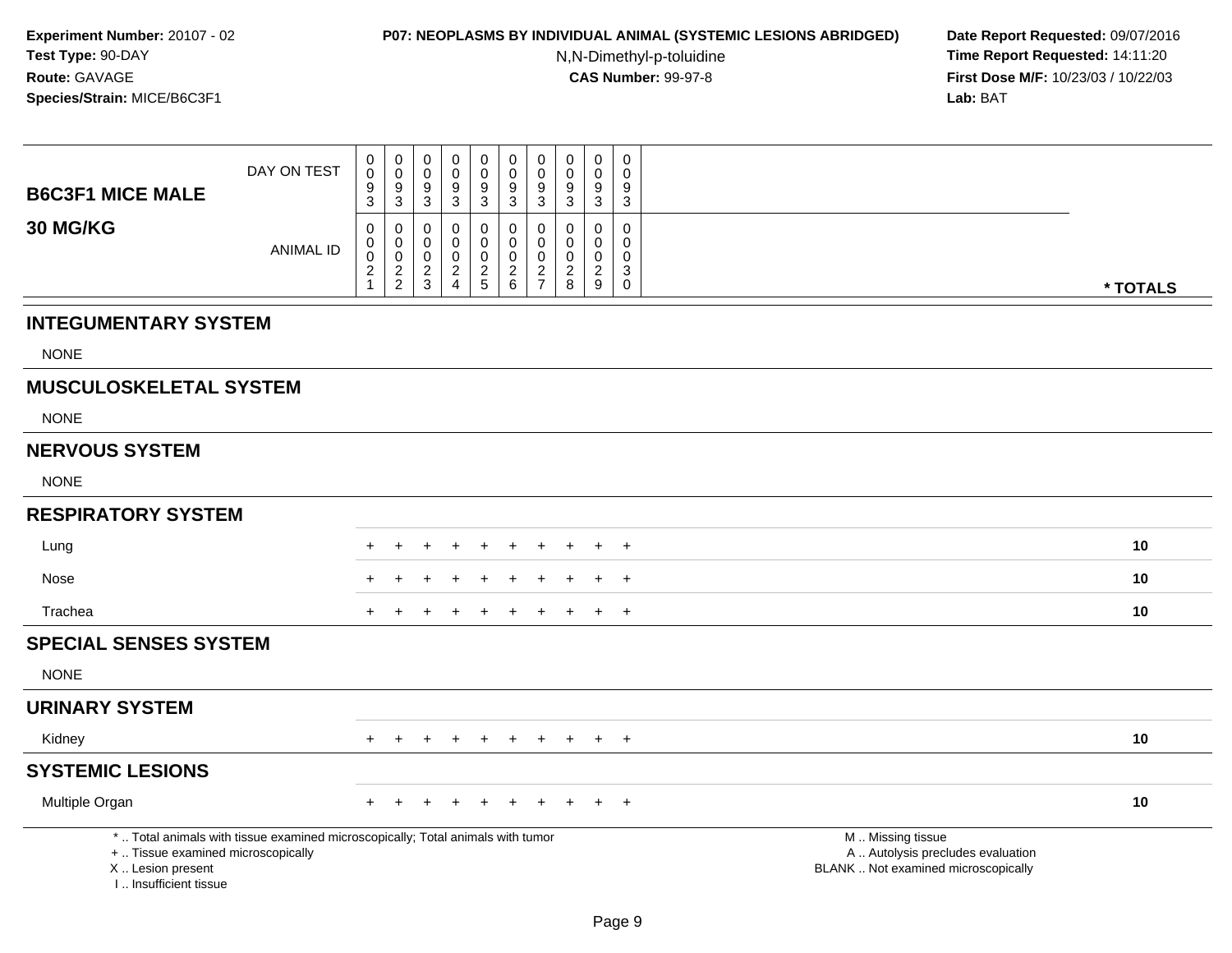**Experiment Number:** 20107 - 02
**Test Type:** 90-DAY
**Route:** GAVAGE
**Species/Strain:** MICE/B6C3F1

**P07: NEOPLASMS BY INDIVIDUAL ANIMAL (SYSTEMIC LESIONS ABRIDGED)**
N,N-Dimethyl-p-toluidine
**CAS Number:** 99-97-8

**Date Report Requested:** 09/07/2016
**Time Report Requested:** 14:11:20
**First Dose M/F:** 10/23/03 / 10/22/03
**Lab:** BAT

| B6C3F1 MICE MALE 30 MG/KG | | | | | | | | | | | |
|---|---|---|---|---|---|---|---|---|---|---|---|
| DAY ON TEST | 0093 | 0093 | 0093 | 0093 | 0093 | 0093 | 0093 | 0093 | 0093 | 0093 | |
| ANIMAL ID | 00021 | 00022 | 00023 | 00024 | 00025 | 00026 | 00027 | 00028 | 00029 | 00030 | * TOTALS |
| **INTEGUMENTARY SYSTEM** | | | | | | | | | | | |
| NONE | | | | | | | | | | | |
| **MUSCULOSKELETAL SYSTEM** | | | | | | | | | | | |
| NONE | | | | | | | | | | | |
| **NERVOUS SYSTEM** | | | | | | | | | | | |
| NONE | | | | | | | | | | | |
| **RESPIRATORY SYSTEM** | | | | | | | | | | | |
| Lung | + | + | + | + | + | + | + | + | + | + | 10 |
| Nose | + | + | + | + | + | + | + | + | + | + | 10 |
| Trachea | + | + | + | + | + | + | + | + | + | + | 10 |
| **SPECIAL SENSES SYSTEM** | | | | | | | | | | | |
| NONE | | | | | | | | | | | |
| **URINARY SYSTEM** | | | | | | | | | | | |
| Kidney | + | + | + | + | + | + | + | + | + | + | 10 |
| **SYSTEMIC LESIONS** | | | | | | | | | | | |
| Multiple Organ | + | + | + | + | + | + | + | + | + | + | 10 |

* .. Total animals with tissue examined microscopically; Total animals with tumor
+ .. Tissue examined microscopically
X .. Lesion present
I .. Insufficient tissue

M .. Missing tissue
A .. Autolysis precludes evaluation
BLANK .. Not examined microscopically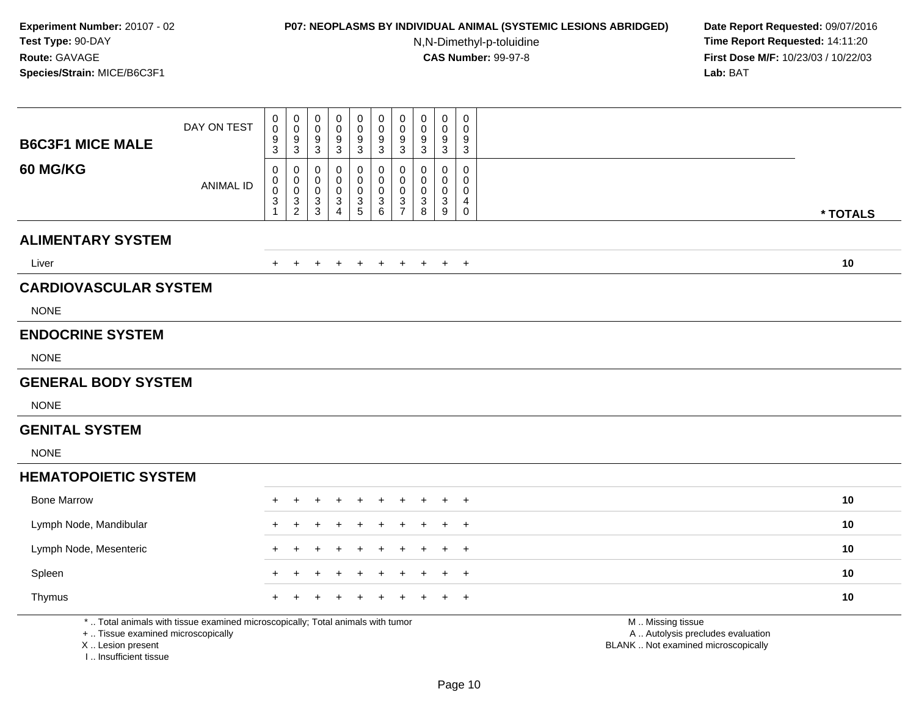**Experiment Number:** 20107 - 02
**Test Type:** 90-DAY
**Route:** GAVAGE
**Species/Strain:** MICE/B6C3F1

**P07: NEOPLASMS BY INDIVIDUAL ANIMAL (SYSTEMIC LESIONS ABRIDGED)**
N,N-Dimethyl-p-toluidine
**CAS Number:** 99-97-8

**Date Report Requested:** 09/07/2016
**Time Report Requested:** 14:11:20
**First Dose M/F:** 10/23/03 / 10/22/03
**Lab:** BAT

| B6C3F1 MICE MALE 60 MG/KG | | | | | | | | | | | |
|---|---|---|---|---|---|---|---|---|---|---|---|
| DAY ON TEST | 0093 | 0093 | 0093 | 0093 | 0093 | 0093 | 0093 | 0093 | 0093 | 0093 | |
| ANIMAL ID | 00031 | 00032 | 00033 | 00034 | 00035 | 00036 | 00037 | 00038 | 00039 | 00040 | * TOTALS |
| **ALIMENTARY SYSTEM** | | | | | | | | | | | |
| Liver | + | + | + | + | + | + | + | + | + | + | 10 |
| **CARDIOVASCULAR SYSTEM** | | | | | | | | | | | |
| NONE | | | | | | | | | | | |
| **ENDOCRINE SYSTEM** | | | | | | | | | | | |
| NONE | | | | | | | | | | | |
| **GENERAL BODY SYSTEM** | | | | | | | | | | | |
| NONE | | | | | | | | | | | |
| **GENITAL SYSTEM** | | | | | | | | | | | |
| NONE | | | | | | | | | | | |
| **HEMATOPOIETIC SYSTEM** | | | | | | | | | | | |
| Bone Marrow | + | + | + | + | + | + | + | + | + | + | 10 |
| Lymph Node, Mandibular | + | + | + | + | + | + | + | + | + | + | 10 |
| Lymph Node, Mesenteric | + | + | + | + | + | + | + | + | + | + | 10 |
| Spleen | + | + | + | + | + | + | + | + | + | + | 10 |
| Thymus | + | + | + | + | + | + | + | + | + | + | 10 |

* .. Total animals with tissue examined microscopically; Total animals with tumor
+ .. Tissue examined microscopically
X .. Lesion present
I .. Insufficient tissue

M .. Missing tissue
A .. Autolysis precludes evaluation
BLANK .. Not examined microscopically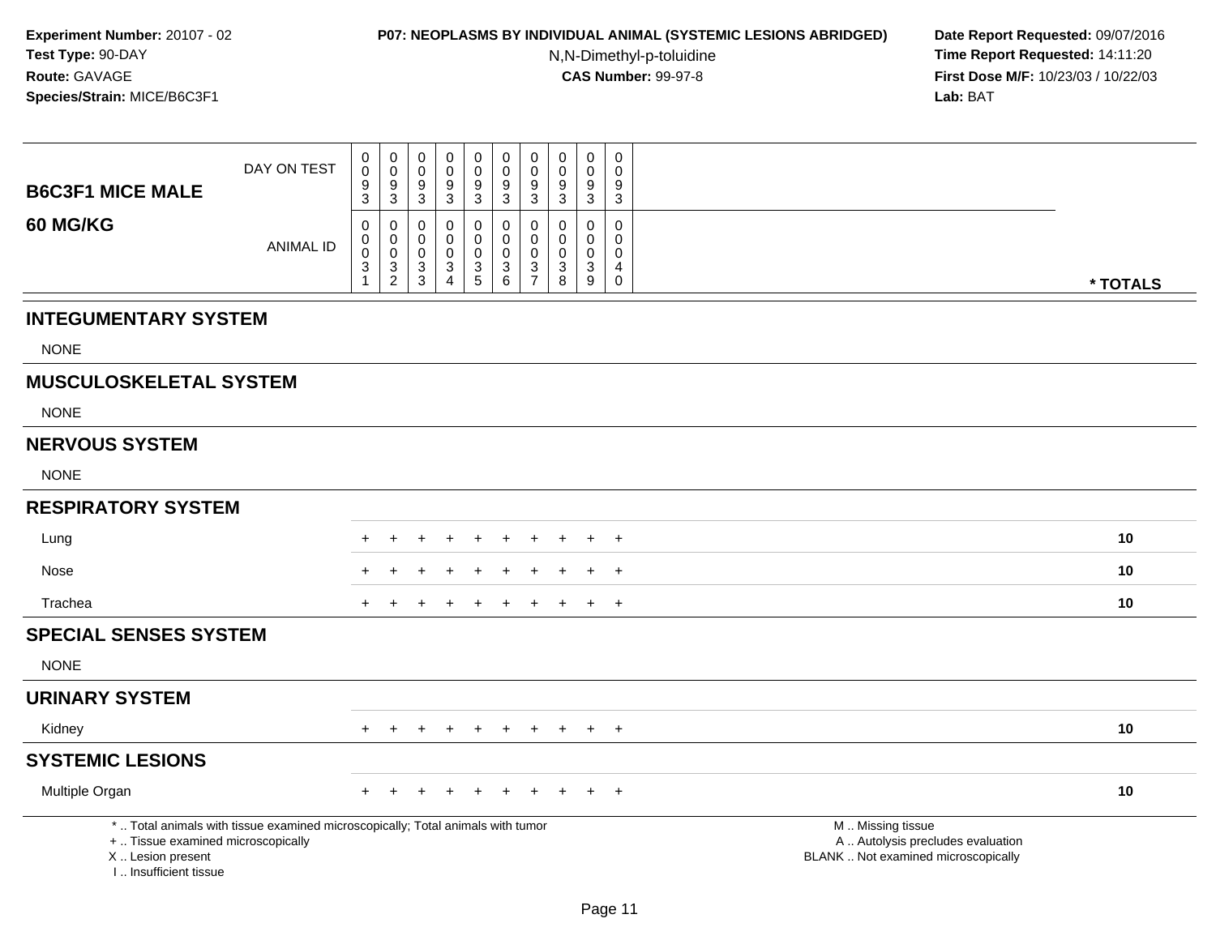**Experiment Number:** 20107 - 02
**Test Type:** 90-DAY
**Route:** GAVAGE
**Species/Strain:** MICE/B6C3F1

**P07: NEOPLASMS BY INDIVIDUAL ANIMAL (SYSTEMIC LESIONS ABRIDGED)**
N,N-Dimethyl-p-toluidine
**CAS Number:** 99-97-8

**Date Report Requested:** 09/07/2016
**Time Report Requested:** 14:11:20
**First Dose M/F:** 10/23/03 / 10/22/03
**Lab:** BAT

| **B6C3F1 MICE MALE** DAY ON TEST | 0093 | 0093 | 0093 | 0093 | 0093 | 0093 | 0093 | 0093 | 0093 | 0093 | |
|---|---|---|---|---|---|---|---|---|---|---|---|
| **60 MG/KG** ANIMAL ID | 00031 | 00032 | 00033 | 00034 | 00035 | 00036 | 00037 | 00038 | 00039 | 00040 | *** TOTALS** |
| **INTEGUMENTARY SYSTEM** | | | | | | | | | | | |
| NONE | | | | | | | | | | | |
| **MUSCULOSKELETAL SYSTEM** | | | | | | | | | | | |
| NONE | | | | | | | | | | | |
| **NERVOUS SYSTEM** | | | | | | | | | | | |
| NONE | | | | | | | | | | | |
| **RESPIRATORY SYSTEM** | | | | | | | | | | | |
| Lung | + | + | + | + | + | + | + | + | + | + | **10** |
| Nose | + | + | + | + | + | + | + | + | + | + | **10** |
| Trachea | + | + | + | + | + | + | + | + | + | + | **10** |
| **SPECIAL SENSES SYSTEM** | | | | | | | | | | | |
| NONE | | | | | | | | | | | |
| **URINARY SYSTEM** | | | | | | | | | | | |
| Kidney | + | + | + | + | + | + | + | + | + | + | **10** |
| **SYSTEMIC LESIONS** | | | | | | | | | | | |
| Multiple Organ | + | + | + | + | + | + | + | + | + | + | **10** |

\* .. Total animals with tissue examined microscopically; Total animals with tumor
\+ .. Tissue examined microscopically
X .. Lesion present
I .. Insufficient tissue

M .. Missing tissue
A .. Autolysis precludes evaluation
BLANK .. Not examined microscopically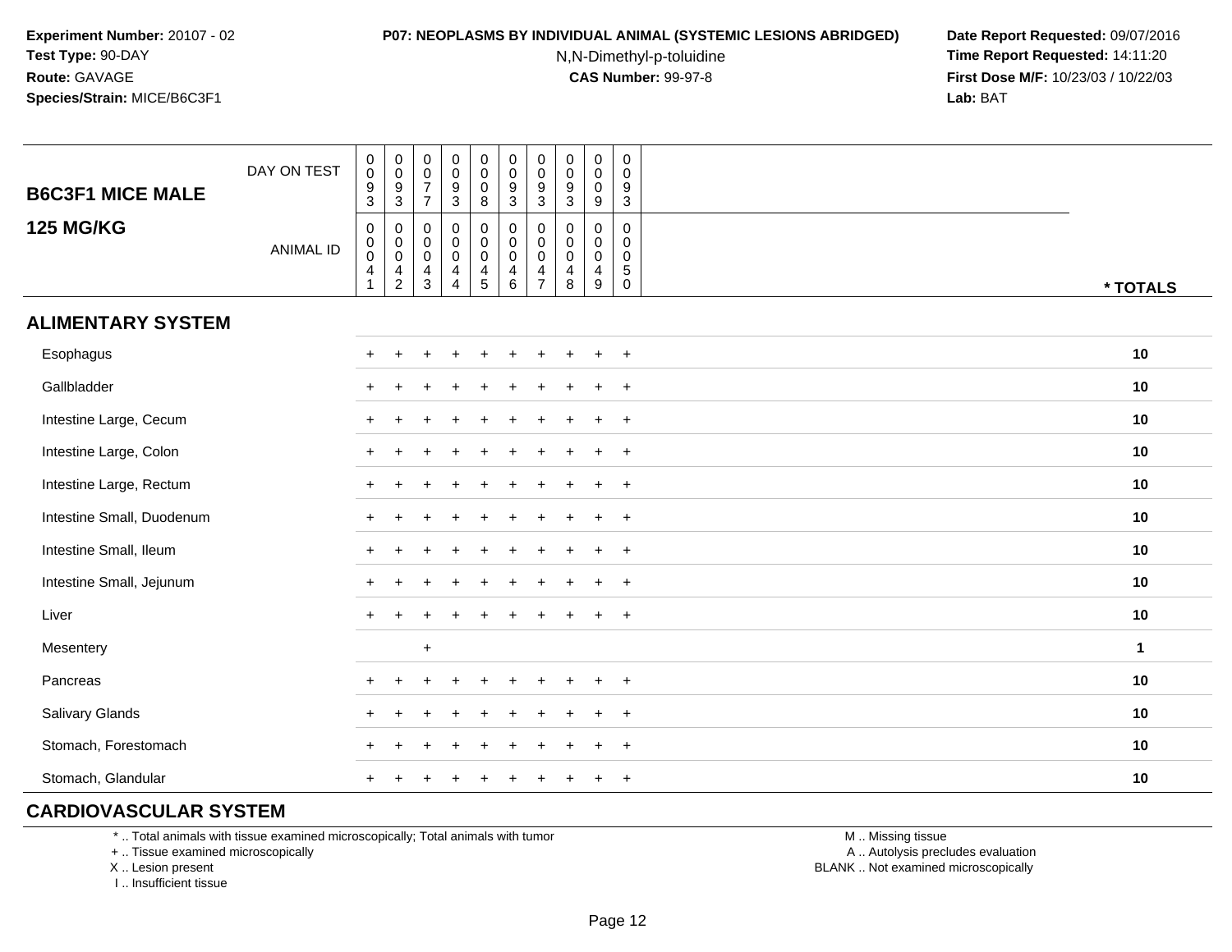**Experiment Number:** 20107 - 02
**Test Type:** 90-DAY
**Route:** GAVAGE
**Species/Strain:** MICE/B6C3F1

**P07: NEOPLASMS BY INDIVIDUAL ANIMAL (SYSTEMIC LESIONS ABRIDGED)**
N,N-Dimethyl-p-toluidine
**CAS Number:** 99-97-8

**Date Report Requested:** 09/07/2016
**Time Report Requested:** 14:11:20
**First Dose M/F:** 10/23/03 / 10/22/03
**Lab:** BAT

| B6C3F1 MICE MALE 125 MG/KG | | | | | | | | | | | |
|---|---|---|---|---|---|---|---|---|---|---|---|
| DAY ON TEST | 0093 | 0093 | 0077 | 0093 | 0008 | 0093 | 0093 | 0093 | 0009 | 0093 | |
| ANIMAL ID | 00041 | 00042 | 00043 | 00044 | 00045 | 00046 | 00047 | 00048 | 00049 | 00050 | * TOTALS |
| **ALIMENTARY SYSTEM** | | | | | | | | | | | |
| Esophagus | + | + | + | + | + | + | + | + | + | + | 10 |
| Gallbladder | + | + | + | + | + | + | + | + | + | + | 10 |
| Intestine Large, Cecum | + | + | + | + | + | + | + | + | + | + | 10 |
| Intestine Large, Colon | + | + | + | + | + | + | + | + | + | + | 10 |
| Intestine Large, Rectum | + | + | + | + | + | + | + | + | + | + | 10 |
| Intestine Small, Duodenum | + | + | + | + | + | + | + | + | + | + | 10 |
| Intestine Small, Ileum | + | + | + | + | + | + | + | + | + | + | 10 |
| Intestine Small, Jejunum | + | + | + | + | + | + | + | + | + | + | 10 |
| Liver | + | + | + | + | + | + | + | + | + | + | 10 |
| Mesentery | | | + | | | | | | | | 1 |
| Pancreas | + | + | + | + | + | + | + | + | + | + | 10 |
| Salivary Glands | + | + | + | + | + | + | + | + | + | + | 10 |
| Stomach, Forestomach | + | + | + | + | + | + | + | + | + | + | 10 |
| Stomach, Glandular | + | + | + | + | + | + | + | + | + | + | 10 |
| **CARDIOVASCULAR SYSTEM** | | | | | | | | | | | |

\* .. Total animals with tissue examined microscopically; Total animals with tumor
\+ .. Tissue examined microscopically
X .. Lesion present
I .. Insufficient tissue

M .. Missing tissue
A .. Autolysis precludes evaluation
BLANK .. Not examined microscopically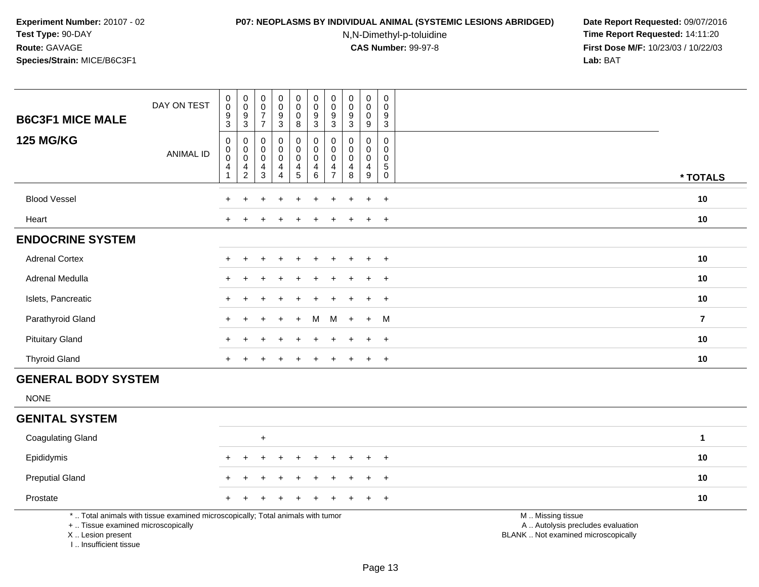**Experiment Number:** 20107 - 02
**Test Type:** 90-DAY
**Route:** GAVAGE
**Species/Strain:** MICE/B6C3F1

**P07: NEOPLASMS BY INDIVIDUAL ANIMAL (SYSTEMIC LESIONS ABRIDGED)**
N,N-Dimethyl-p-toluidine
**CAS Number:** 99-97-8

**Date Report Requested:** 09/07/2016
**Time Report Requested:** 14:11:20
**First Dose M/F:** 10/23/03 / 10/22/03
**Lab:** BAT

| **B6C3F1 MICE MALE** DAY ON TEST | 0093 | 0093 | 0077 | 0093 | 0008 | 0093 | 0093 | 0093 | 0009 | 0093 | |
|---|---|---|---|---|---|---|---|---|---|---|---|
| **125 MG/KG** ANIMAL ID | 00041 | 00042 | 00043 | 00044 | 00045 | 00046 | 00047 | 00048 | 00049 | 00050 | *** TOTALS** |
| Blood Vessel | + | + | + | + | + | + | + | + | + | + | **10** |
| Heart | + | + | + | + | + | + | + | + | + | + | **10** |
| **ENDOCRINE SYSTEM** | | | | | | | | | | | |
| Adrenal Cortex | + | + | + | + | + | + | + | + | + | + | **10** |
| Adrenal Medulla | + | + | + | + | + | + | + | + | + | + | **10** |
| Islets, Pancreatic | + | + | + | + | + | + | + | + | + | + | **10** |
| Parathyroid Gland | + | + | + | + | + | M | M | + | + | M | **7** |
| Pituitary Gland | + | + | + | + | + | + | + | + | + | + | **10** |
| Thyroid Gland | + | + | + | + | + | + | + | + | + | + | **10** |
| **GENERAL BODY SYSTEM** | | | | | | | | | | | |
| NONE | | | | | | | | | | | |
| **GENITAL SYSTEM** | | | | | | | | | | | |
| Coagulating Gland | | | + | | | | | | | | **1** |
| Epididymis | + | + | + | + | + | + | + | + | + | + | **10** |
| Preputial Gland | + | + | + | + | + | + | + | + | + | + | **10** |
| Prostate | + | + | + | + | + | + | + | + | + | + | **10** |

* .. Total animals with tissue examined microscopically; Total animals with tumor
+ .. Tissue examined microscopically
X .. Lesion present
I .. Insufficient tissue

M .. Missing tissue
A .. Autolysis precludes evaluation
BLANK .. Not examined microscopically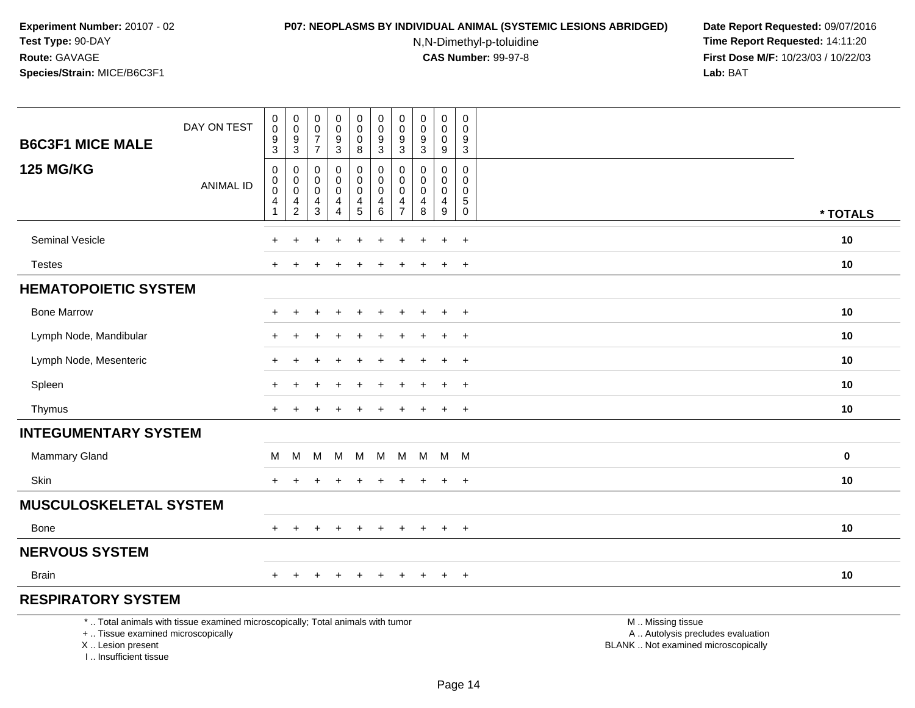**Experiment Number:** 20107 - 02
**Test Type:** 90-DAY
**Route:** GAVAGE
**Species/Strain:** MICE/B6C3F1

**P07: NEOPLASMS BY INDIVIDUAL ANIMAL (SYSTEMIC LESIONS ABRIDGED)**
N,N-Dimethyl-p-toluidine
**CAS Number:** 99-97-8

**Date Report Requested:** 09/07/2016
**Time Report Requested:** 14:11:20
**First Dose M/F:** 10/23/03 / 10/22/03
**Lab:** BAT

| B6C3F1 MICE MALE — 125 MG/KG | | | | | | | | | | | |
|---|---|---|---|---|---|---|---|---|---|---|---|
| DAY ON TEST | 0093 | 0093 | 0077 | 0093 | 0008 | 0093 | 0093 | 0093 | 0009 | 0093 | |
| ANIMAL ID | 00041 | 00042 | 00043 | 00044 | 00045 | 00046 | 00047 | 00048 | 00049 | 00050 | * TOTALS |
| Seminal Vesicle | + | + | + | + | + | + | + | + | + | + | 10 |
| Testes | + | + | + | + | + | + | + | + | + | + | 10 |
| **HEMATOPOIETIC SYSTEM** | | | | | | | | | | | |
| Bone Marrow | + | + | + | + | + | + | + | + | + | + | 10 |
| Lymph Node, Mandibular | + | + | + | + | + | + | + | + | + | + | 10 |
| Lymph Node, Mesenteric | + | + | + | + | + | + | + | + | + | + | 10 |
| Spleen | + | + | + | + | + | + | + | + | + | + | 10 |
| Thymus | + | + | + | + | + | + | + | + | + | + | 10 |
| **INTEGUMENTARY SYSTEM** | | | | | | | | | | | |
| Mammary Gland | M | M | M | M | M | M | M | M | M | M | 0 |
| Skin | + | + | + | + | + | + | + | + | + | + | 10 |
| **MUSCULOSKELETAL SYSTEM** | | | | | | | | | | | |
| Bone | + | + | + | + | + | + | + | + | + | + | 10 |
| **NERVOUS SYSTEM** | | | | | | | | | | | |
| Brain | + | + | + | + | + | + | + | + | + | + | 10 |
| **RESPIRATORY SYSTEM** | | | | | | | | | | | |

* .. Total animals with tissue examined microscopically; Total animals with tumor
+ .. Tissue examined microscopically
X .. Lesion present
I .. Insufficient tissue

M .. Missing tissue
A .. Autolysis precludes evaluation
BLANK .. Not examined microscopically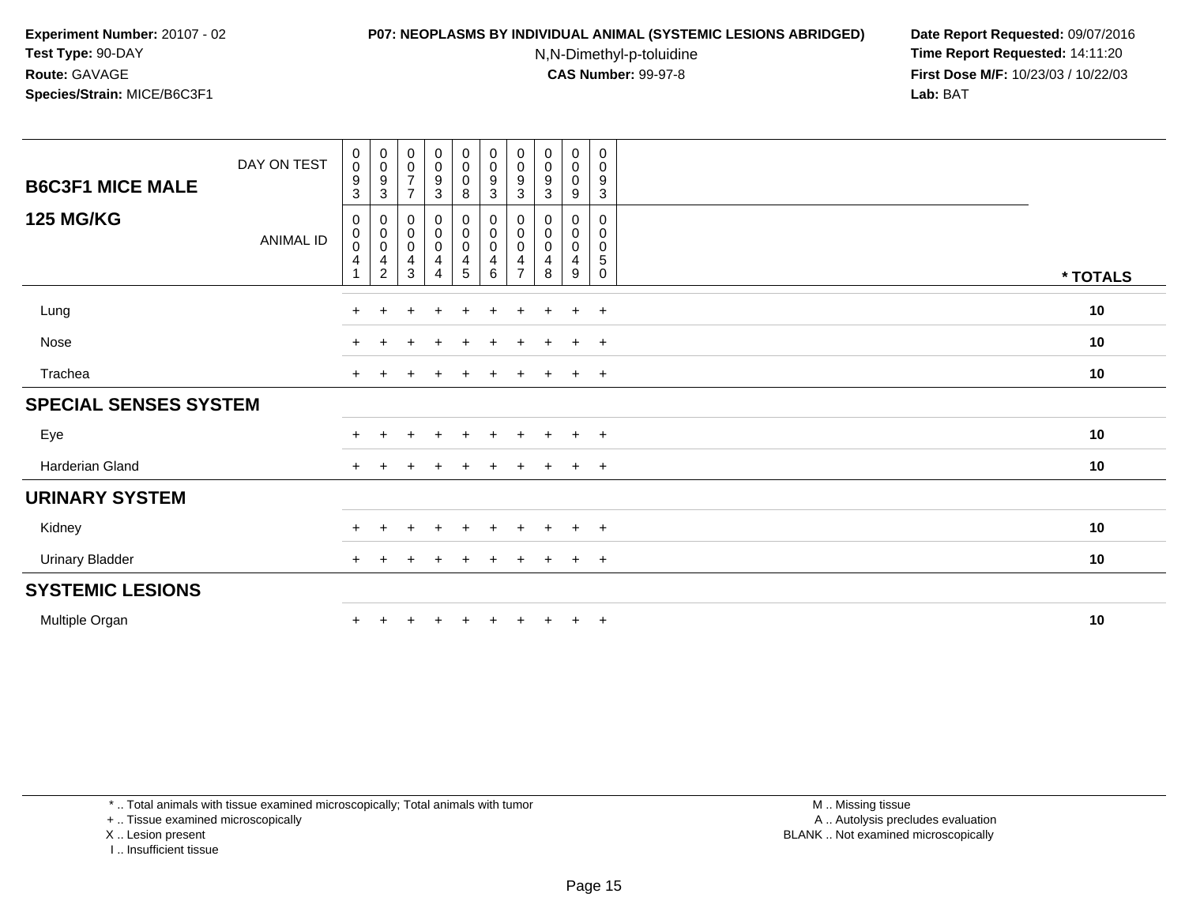**Experiment Number:** 20107 - 02
**Test Type:** 90-DAY
**Route:** GAVAGE
**Species/Strain:** MICE/B6C3F1

**P07: NEOPLASMS BY INDIVIDUAL ANIMAL (SYSTEMIC LESIONS ABRIDGED)**
N,N-Dimethyl-p-toluidine
**CAS Number:** 99-97-8

**Date Report Requested:** 09/07/2016
**Time Report Requested:** 14:11:20
**First Dose M/F:** 10/23/03 / 10/22/03
**Lab:** BAT

| **B6C3F1 MICE MALE** DAY ON TEST | 0093 | 0093 | 0077 | 0093 | 0008 | 0093 | 0093 | 0093 | 0009 | 0093 | |
|---|---|---|---|---|---|---|---|---|---|---|---|
| **125 MG/KG** ANIMAL ID | 00041 | 00042 | 00043 | 00044 | 00045 | 00046 | 00047 | 00048 | 00049 | 00050 | *** TOTALS** |
| Lung | + | + | + | + | + | + | + | + | + | + | **10** |
| Nose | + | + | + | + | + | + | + | + | + | + | **10** |
| Trachea | + | + | + | + | + | + | + | + | + | + | **10** |
| **SPECIAL SENSES SYSTEM** | | | | | | | | | | | |
| Eye | + | + | + | + | + | + | + | + | + | + | **10** |
| Harderian Gland | + | + | + | + | + | + | + | + | + | + | **10** |
| **URINARY SYSTEM** | | | | | | | | | | | |
| Kidney | + | + | + | + | + | + | + | + | + | + | **10** |
| Urinary Bladder | + | + | + | + | + | + | + | + | + | + | **10** |
| **SYSTEMIC LESIONS** | | | | | | | | | | | |
| Multiple Organ | + | + | + | + | + | + | + | + | + | + | **10** |

* .. Total animals with tissue examined microscopically; Total animals with tumor
+ .. Tissue examined microscopically
X .. Lesion present
I .. Insufficient tissue

M .. Missing tissue
A .. Autolysis precludes evaluation
BLANK .. Not examined microscopically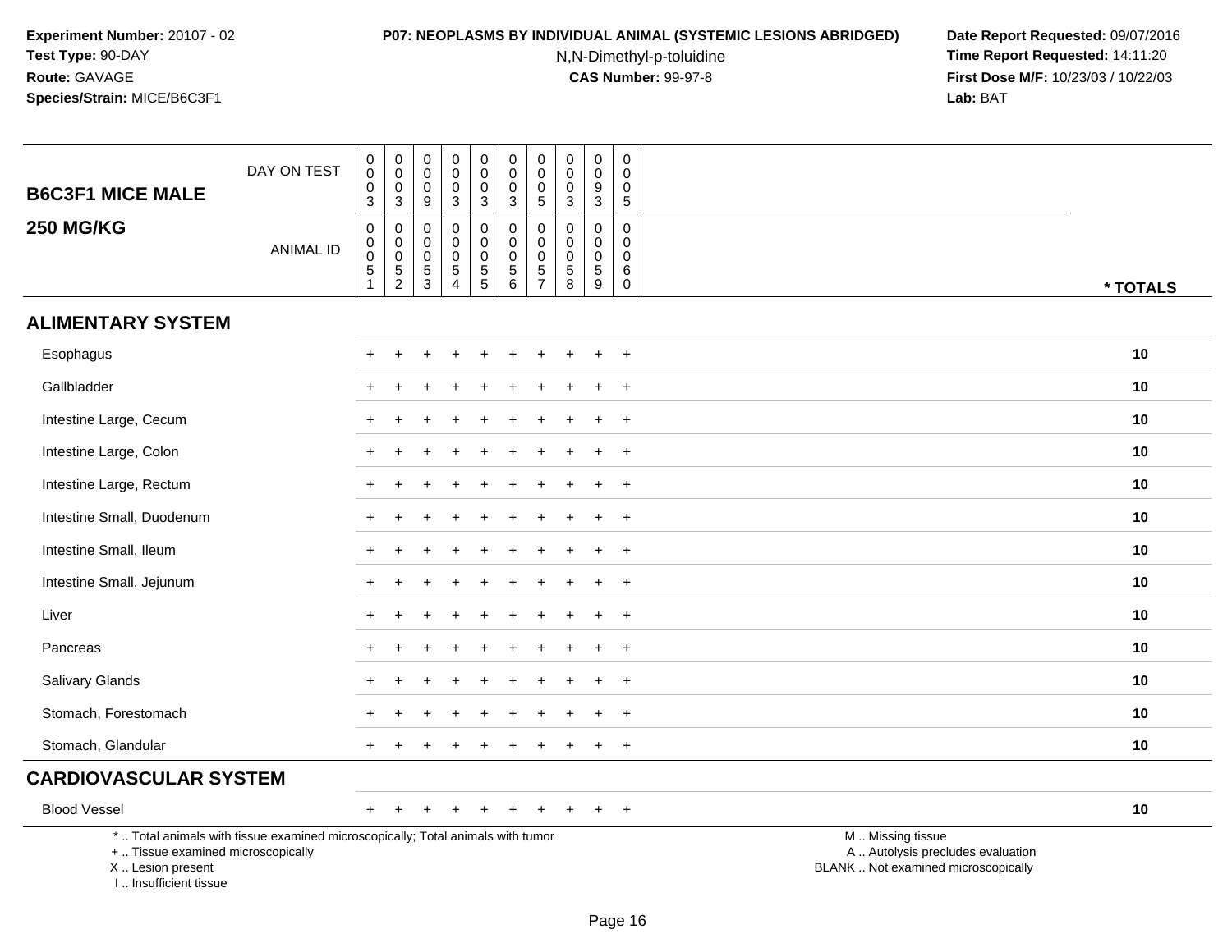**Experiment Number:** 20107 - 02
**Test Type:** 90-DAY
**Route:** GAVAGE
**Species/Strain:** MICE/B6C3F1

**P07: NEOPLASMS BY INDIVIDUAL ANIMAL (SYSTEMIC LESIONS ABRIDGED)**
N,N-Dimethyl-p-toluidine
**CAS Number:** 99-97-8

**Date Report Requested:** 09/07/2016
**Time Report Requested:** 14:11:20
**First Dose M/F:** 10/23/03 / 10/22/03
**Lab:** BAT

## B6C3F1 MICE MALE 250 MG/KG

| DAY ON TEST | 0003 | 0003 | 0009 | 0003 | 0003 | 0003 | 0005 | 0003 | 0093 | 0005 | |
|---|---|---|---|---|---|---|---|---|---|---|---|
| **ANIMAL ID** | 00051 | 00052 | 00053 | 00054 | 00055 | 00056 | 00057 | 00058 | 00059 | 00060 | *** TOTALS** |
| **ALIMENTARY SYSTEM** | | | | | | | | | | | |
| Esophagus | + | + | + | + | + | + | + | + | + | + | 10 |
| Gallbladder | + | + | + | + | + | + | + | + | + | + | 10 |
| Intestine Large, Cecum | + | + | + | + | + | + | + | + | + | + | 10 |
| Intestine Large, Colon | + | + | + | + | + | + | + | + | + | + | 10 |
| Intestine Large, Rectum | + | + | + | + | + | + | + | + | + | + | 10 |
| Intestine Small, Duodenum | + | + | + | + | + | + | + | + | + | + | 10 |
| Intestine Small, Ileum | + | + | + | + | + | + | + | + | + | + | 10 |
| Intestine Small, Jejunum | + | + | + | + | + | + | + | + | + | + | 10 |
| Liver | + | + | + | + | + | + | + | + | + | + | 10 |
| Pancreas | + | + | + | + | + | + | + | + | + | + | 10 |
| Salivary Glands | + | + | + | + | + | + | + | + | + | + | 10 |
| Stomach, Forestomach | + | + | + | + | + | + | + | + | + | + | 10 |
| Stomach, Glandular | + | + | + | + | + | + | + | + | + | + | 10 |
| **CARDIOVASCULAR SYSTEM** | | | | | | | | | | | |
| Blood Vessel | + | + | + | + | + | + | + | + | + | + | 10 |

\* .. Total animals with tissue examined microscopically; Total animals with tumor
\+ .. Tissue examined microscopically
X .. Lesion present
I .. Insufficient tissue

M .. Missing tissue
A .. Autolysis precludes evaluation
BLANK .. Not examined microscopically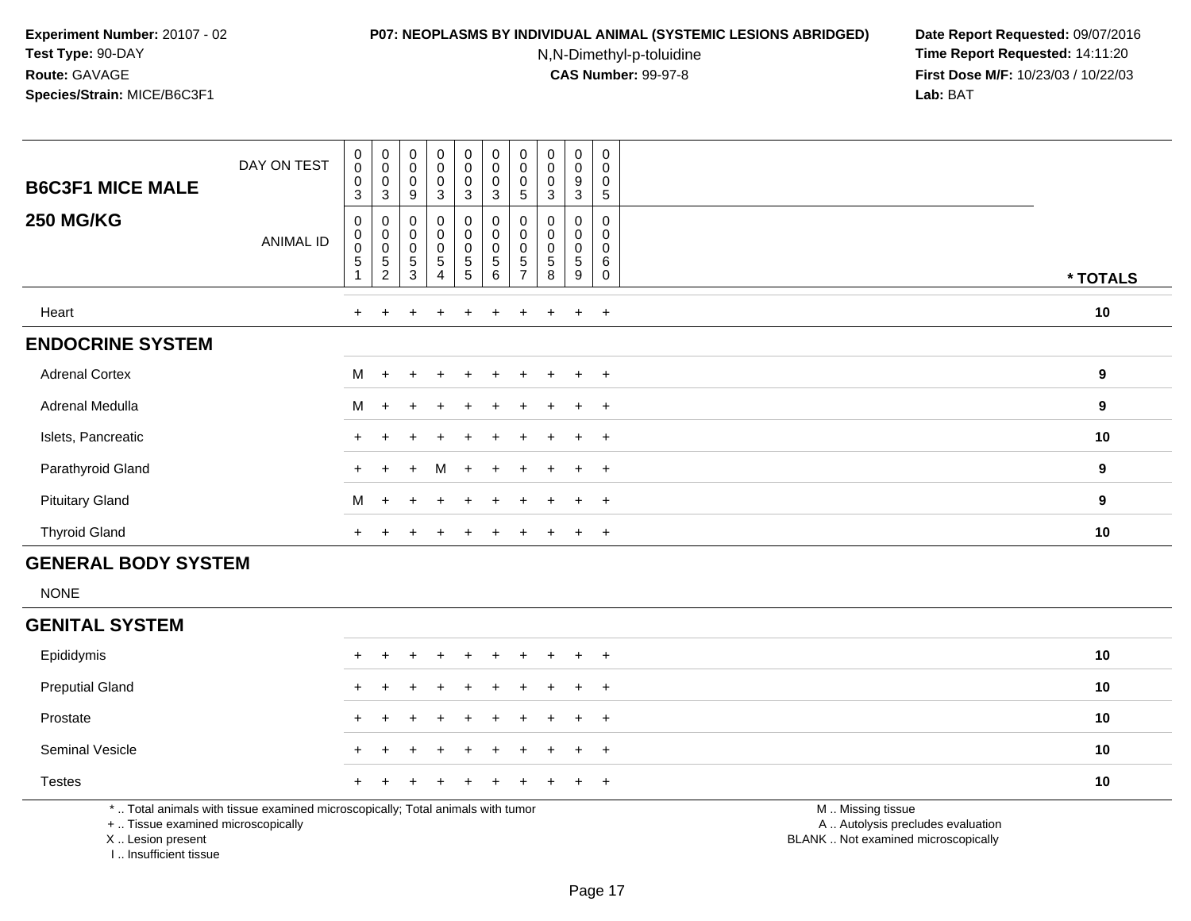**Experiment Number:** 20107 - 02
**Test Type:** 90-DAY
**Route:** GAVAGE
**Species/Strain:** MICE/B6C3F1

**P07: NEOPLASMS BY INDIVIDUAL ANIMAL (SYSTEMIC LESIONS ABRIDGED)**
N,N-Dimethyl-p-toluidine
**CAS Number:** 99-97-8

**Date Report Requested:** 09/07/2016
**Time Report Requested:** 14:11:20
**First Dose M/F:** 10/23/03 / 10/22/03
**Lab:** BAT

| **B6C3F1 MICE MALE** / **250 MG/KG** | | | | | | | | | | | |
|---|---|---|---|---|---|---|---|---|---|---|---|
| DAY ON TEST | 0003 | 0003 | 0009 | 0003 | 0003 | 0003 | 0005 | 0003 | 0093 | 0005 | |
| ANIMAL ID | 00051 | 00052 | 00053 | 00054 | 00055 | 00056 | 00057 | 00058 | 00059 | 00060 | * TOTALS |
| Heart | + | + | + | + | + | + | + | + | + | + | 10 |
| **ENDOCRINE SYSTEM** | | | | | | | | | | | |
| Adrenal Cortex | M | + | + | + | + | + | + | + | + | + | 9 |
| Adrenal Medulla | M | + | + | + | + | + | + | + | + | + | 9 |
| Islets, Pancreatic | + | + | + | + | + | + | + | + | + | + | 10 |
| Parathyroid Gland | + | + | + | M | + | + | + | + | + | + | 9 |
| Pituitary Gland | M | + | + | + | + | + | + | + | + | + | 9 |
| Thyroid Gland | + | + | + | + | + | + | + | + | + | + | 10 |
| **GENERAL BODY SYSTEM** | | | | | | | | | | | |
| NONE | | | | | | | | | | | |
| **GENITAL SYSTEM** | | | | | | | | | | | |
| Epididymis | + | + | + | + | + | + | + | + | + | + | 10 |
| Preputial Gland | + | + | + | + | + | + | + | + | + | + | 10 |
| Prostate | + | + | + | + | + | + | + | + | + | + | 10 |
| Seminal Vesicle | + | + | + | + | + | + | + | + | + | + | 10 |
| Testes | + | + | + | + | + | + | + | + | + | + | 10 |

* .. Total animals with tissue examined microscopically; Total animals with tumor
+ .. Tissue examined microscopically
X .. Lesion present
I .. Insufficient tissue

M .. Missing tissue
A .. Autolysis precludes evaluation
BLANK .. Not examined microscopically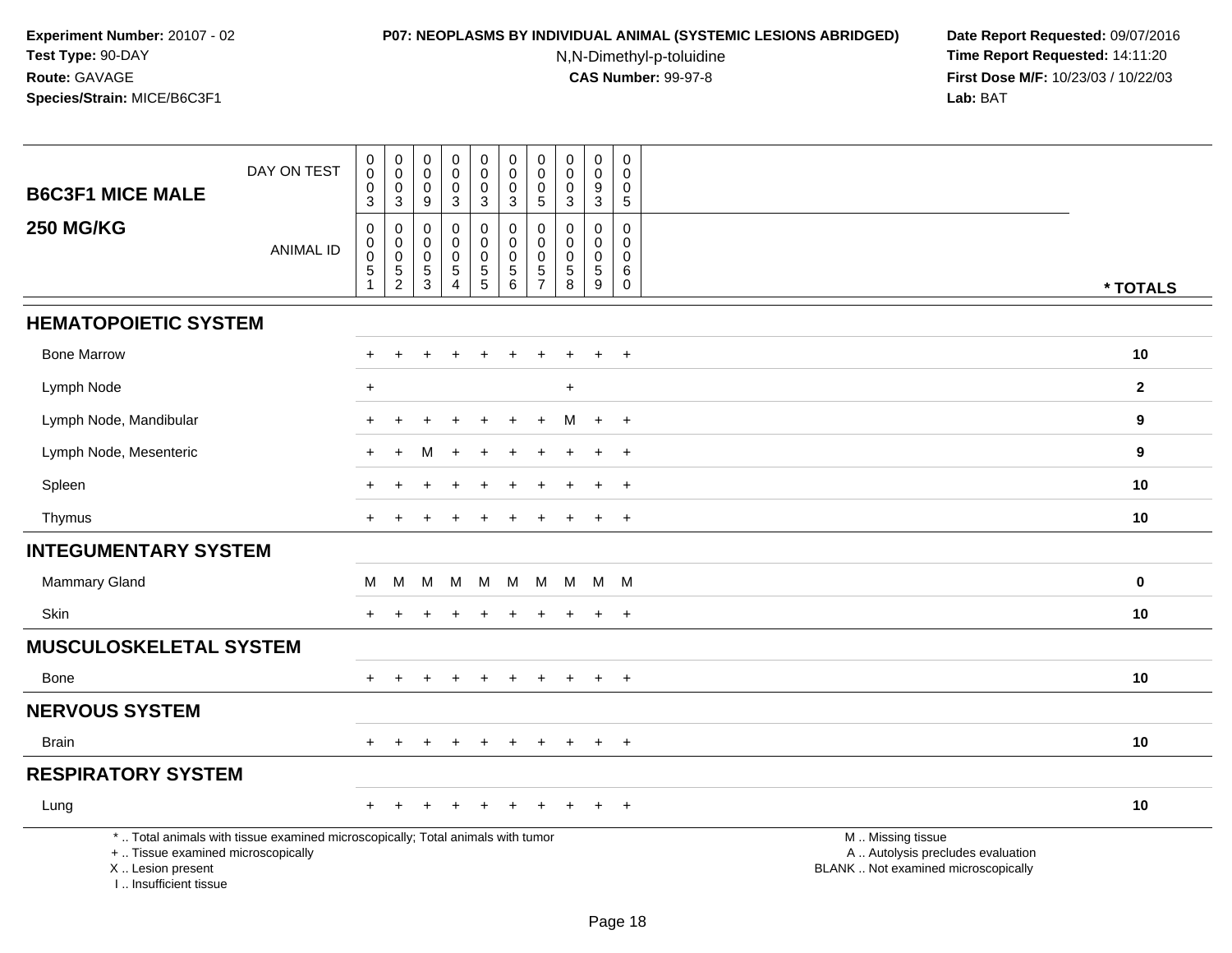**Experiment Number:** 20107 - 02
**Test Type:** 90-DAY
**Route:** GAVAGE
**Species/Strain:** MICE/B6C3F1

**P07: NEOPLASMS BY INDIVIDUAL ANIMAL (SYSTEMIC LESIONS ABRIDGED)**
N,N-Dimethyl-p-toluidine
**CAS Number:** 99-97-8

**Date Report Requested:** 09/07/2016
**Time Report Requested:** 14:11:20
**First Dose M/F:** 10/23/03 / 10/22/03
**Lab:** BAT

| B6C3F1 MICE MALE 250 MG/KG | | | | | | | | | | | |
|---|---|---|---|---|---|---|---|---|---|---|---|
| DAY ON TEST | 0003 | 0003 | 0009 | 0003 | 0003 | 0003 | 0005 | 0003 | 0093 | 0005 | |
| ANIMAL ID | 00051 | 00052 | 00053 | 00054 | 00055 | 00056 | 00057 | 00058 | 00059 | 00060 | * TOTALS |
| **HEMATOPOIETIC SYSTEM** | | | | | | | | | | | |
| Bone Marrow | + | + | + | + | + | + | + | + | + | + | 10 |
| Lymph Node | + | | | | | | | + | | | 2 |
| Lymph Node, Mandibular | + | + | + | + | + | + | + | M | + | + | 9 |
| Lymph Node, Mesenteric | + | + | M | + | + | + | + | + | + | + | 9 |
| Spleen | + | + | + | + | + | + | + | + | + | + | 10 |
| Thymus | + | + | + | + | + | + | + | + | + | + | 10 |
| **INTEGUMENTARY SYSTEM** | | | | | | | | | | | |
| Mammary Gland | M | M | M | M | M | M | M | M | M | M | 0 |
| Skin | + | + | + | + | + | + | + | + | + | + | 10 |
| **MUSCULOSKELETAL SYSTEM** | | | | | | | | | | | |
| Bone | + | + | + | + | + | + | + | + | + | + | 10 |
| **NERVOUS SYSTEM** | | | | | | | | | | | |
| Brain | + | + | + | + | + | + | + | + | + | + | 10 |
| **RESPIRATORY SYSTEM** | | | | | | | | | | | |
| Lung | + | + | + | + | + | + | + | + | + | + | 10 |

* .. Total animals with tissue examined microscopically; Total animals with tumor
+ .. Tissue examined microscopically
X .. Lesion present
I .. Insufficient tissue

M .. Missing tissue
A .. Autolysis precludes evaluation
BLANK .. Not examined microscopically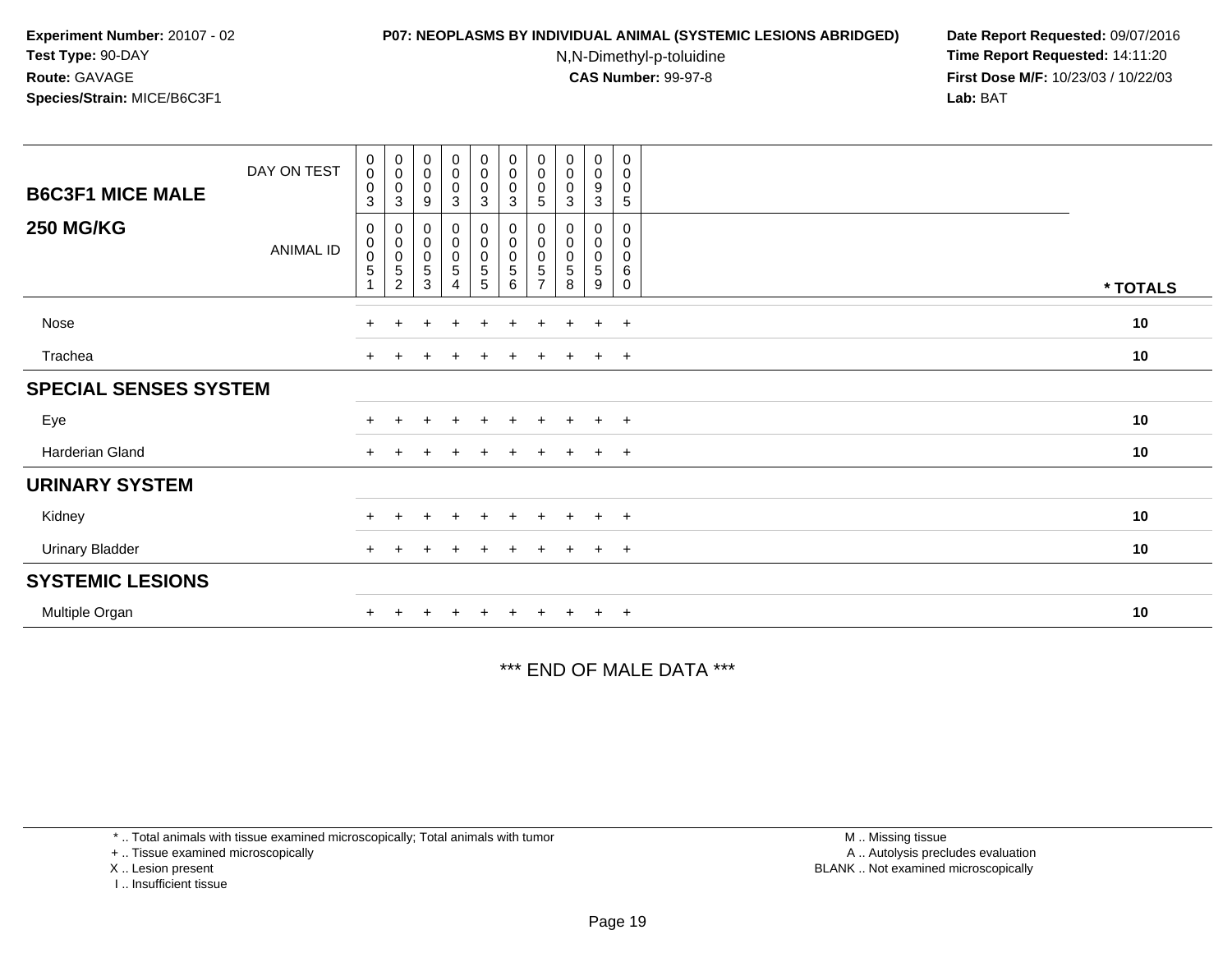**Experiment Number:** 20107 - 02
**Test Type:** 90-DAY
**Route:** GAVAGE
**Species/Strain:** MICE/B6C3F1

**P07: NEOPLASMS BY INDIVIDUAL ANIMAL (SYSTEMIC LESIONS ABRIDGED)**
N,N-Dimethyl-p-toluidine
**CAS Number:** 99-97-8

**Date Report Requested:** 09/07/2016
**Time Report Requested:** 14:11:20
**First Dose M/F:** 10/23/03 / 10/22/03
**Lab:** BAT

| B6C3F1 MICE MALE 250 MG/KG | | | | | | | | | | | |
|---|---|---|---|---|---|---|---|---|---|---|---|
| DAY ON TEST | 0003 | 0003 | 0009 | 0003 | 0003 | 0003 | 0005 | 0003 | 0093 | 0005 | |
| ANIMAL ID | 00051 | 00052 | 00053 | 00054 | 00055 | 00056 | 00057 | 00058 | 00059 | 00060 | * TOTALS |
| Nose | + | + | + | + | + | + | + | + | + | + | 10 |
| Trachea | + | + | + | + | + | + | + | + | + | + | 10 |
| **SPECIAL SENSES SYSTEM** | | | | | | | | | | | |
| Eye | + | + | + | + | + | + | + | + | + | + | 10 |
| Harderian Gland | + | + | + | + | + | + | + | + | + | + | 10 |
| **URINARY SYSTEM** | | | | | | | | | | | |
| Kidney | + | + | + | + | + | + | + | + | + | + | 10 |
| Urinary Bladder | + | + | + | + | + | + | + | + | + | + | 10 |
| **SYSTEMIC LESIONS** | | | | | | | | | | | |
| Multiple Organ | + | + | + | + | + | + | + | + | + | + | 10 |

*** END OF MALE DATA ***

* .. Total animals with tissue examined microscopically; Total animals with tumor
+ .. Tissue examined microscopically
X .. Lesion present
I .. Insufficient tissue

M .. Missing tissue
A .. Autolysis precludes evaluation
BLANK .. Not examined microscopically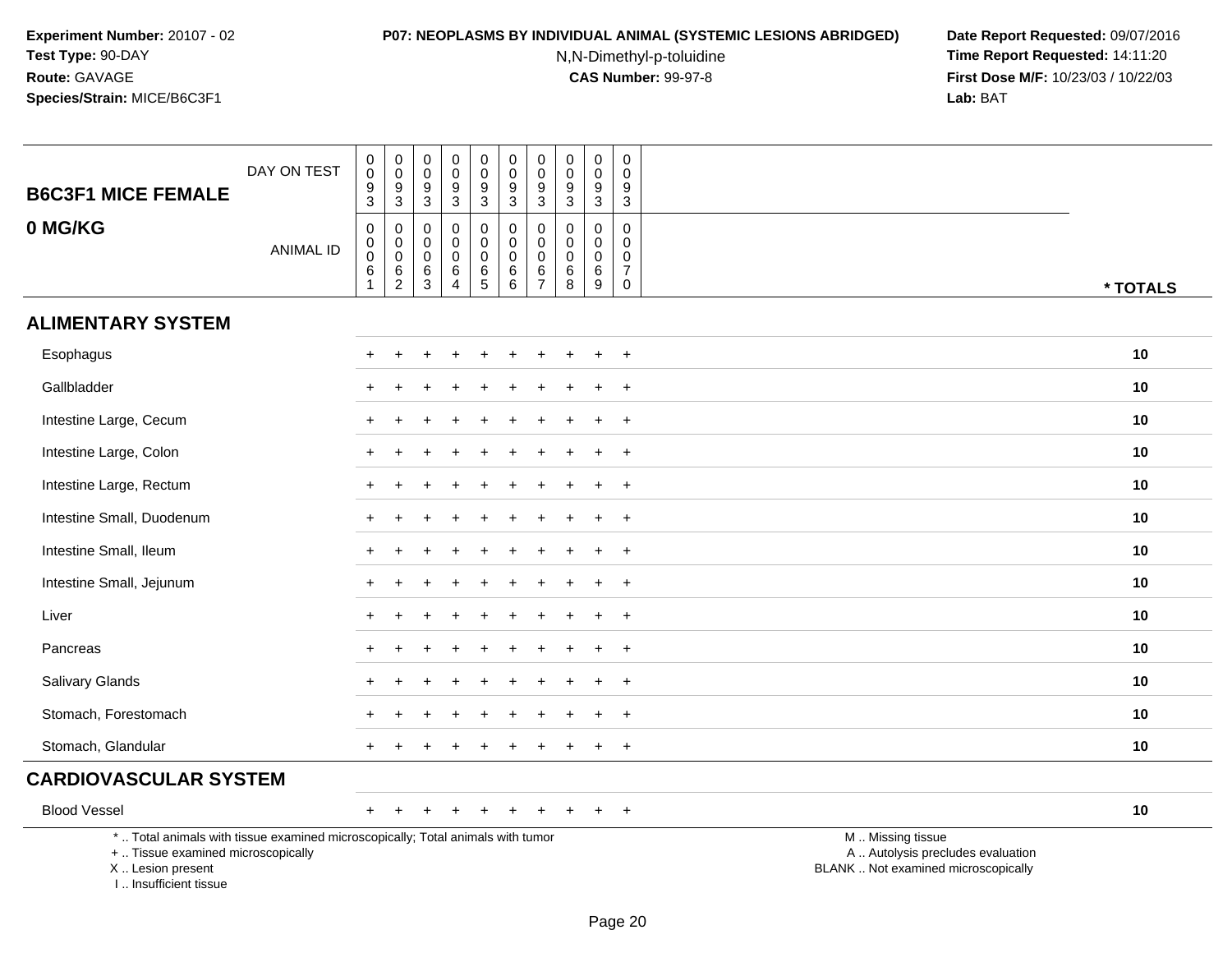**Experiment Number:** 20107 - 02
**Test Type:** 90-DAY
**Route:** GAVAGE
**Species/Strain:** MICE/B6C3F1

**P07: NEOPLASMS BY INDIVIDUAL ANIMAL (SYSTEMIC LESIONS ABRIDGED)**
N,N-Dimethyl-p-toluidine
**CAS Number:** 99-97-8

**Date Report Requested:** 09/07/2016
**Time Report Requested:** 14:11:20
**First Dose M/F:** 10/23/03 / 10/22/03
**Lab:** BAT

| B6C3F1 MICE FEMALE<br>0 MG/KG | | | | | | | | | | | |
|---|---|---|---|---|---|---|---|---|---|---|---|
| DAY ON TEST | 0093 | 0093 | 0093 | 0093 | 0093 | 0093 | 0093 | 0093 | 0093 | 0093 | |
| ANIMAL ID | 00061 | 00062 | 00063 | 00064 | 00065 | 00066 | 00067 | 00068 | 00069 | 00070 | * TOTALS |
| **ALIMENTARY SYSTEM** | | | | | | | | | | | |
| Esophagus | + | + | + | + | + | + | + | + | + | + | 10 |
| Gallbladder | + | + | + | + | + | + | + | + | + | + | 10 |
| Intestine Large, Cecum | + | + | + | + | + | + | + | + | + | + | 10 |
| Intestine Large, Colon | + | + | + | + | + | + | + | + | + | + | 10 |
| Intestine Large, Rectum | + | + | + | + | + | + | + | + | + | + | 10 |
| Intestine Small, Duodenum | + | + | + | + | + | + | + | + | + | + | 10 |
| Intestine Small, Ileum | + | + | + | + | + | + | + | + | + | + | 10 |
| Intestine Small, Jejunum | + | + | + | + | + | + | + | + | + | + | 10 |
| Liver | + | + | + | + | + | + | + | + | + | + | 10 |
| Pancreas | + | + | + | + | + | + | + | + | + | + | 10 |
| Salivary Glands | + | + | + | + | + | + | + | + | + | + | 10 |
| Stomach, Forestomach | + | + | + | + | + | + | + | + | + | + | 10 |
| Stomach, Glandular | + | + | + | + | + | + | + | + | + | + | 10 |
| **CARDIOVASCULAR SYSTEM** | | | | | | | | | | | |
| Blood Vessel | + | + | + | + | + | + | + | + | + | + | 10 |

* .. Total animals with tissue examined microscopically; Total animals with tumor
+ .. Tissue examined microscopically
X .. Lesion present
I .. Insufficient tissue

M .. Missing tissue
A .. Autolysis precludes evaluation
BLANK .. Not examined microscopically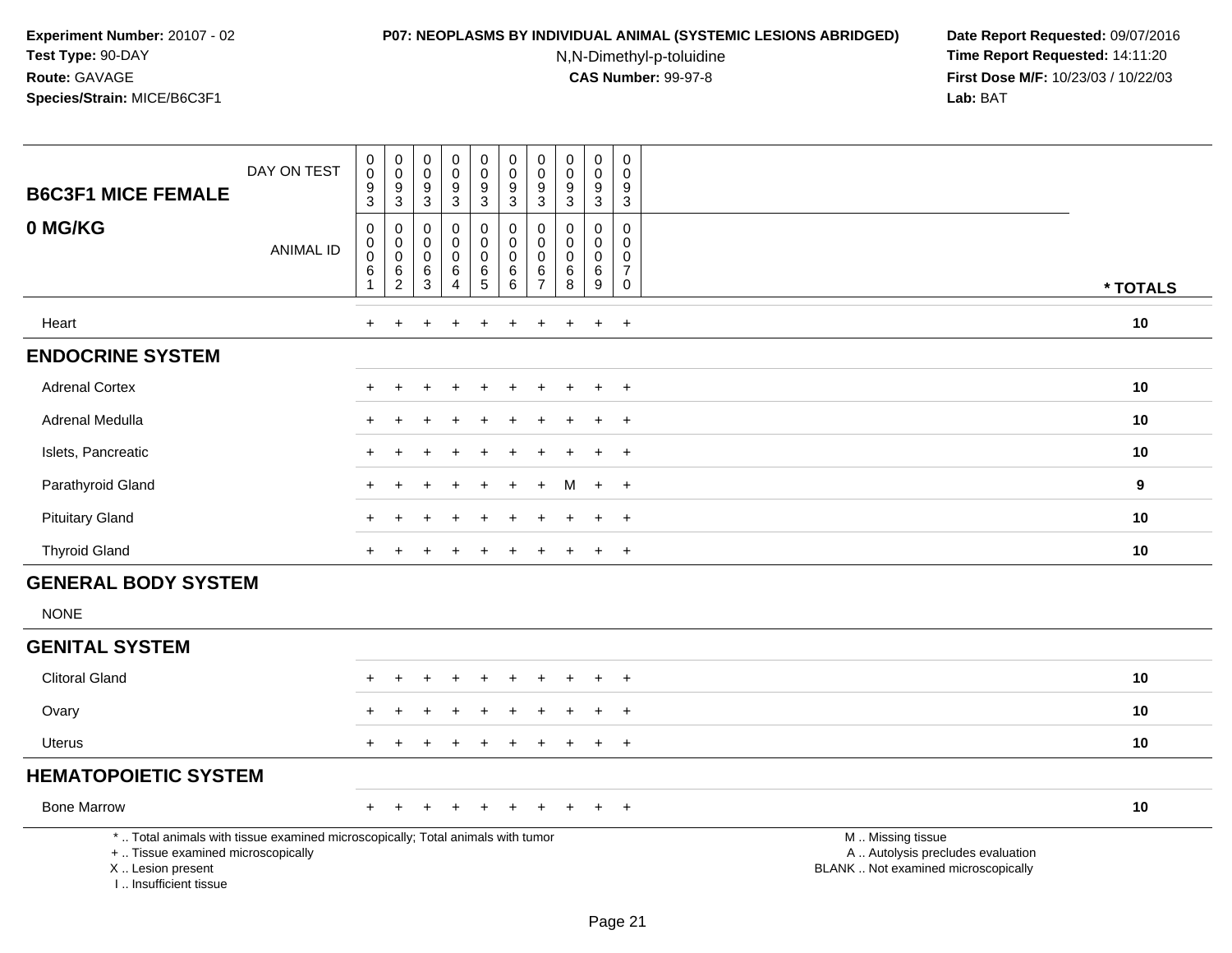**Experiment Number:** 20107 - 02
**Test Type:** 90-DAY
**Route:** GAVAGE
**Species/Strain:** MICE/B6C3F1

**P07: NEOPLASMS BY INDIVIDUAL ANIMAL (SYSTEMIC LESIONS ABRIDGED)**
N,N-Dimethyl-p-toluidine
**CAS Number:** 99-97-8

**Date Report Requested:** 09/07/2016
**Time Report Requested:** 14:11:20
**First Dose M/F:** 10/23/03 / 10/22/03
**Lab:** BAT

| B6C3F1 MICE FEMALE 0 MG/KG | | | | | | | | | | | |
|---|---|---|---|---|---|---|---|---|---|---|---|
| DAY ON TEST | 0093 | 0093 | 0093 | 0093 | 0093 | 0093 | 0093 | 0093 | 0093 | 0093 | |
| ANIMAL ID | 00061 | 00062 | 00063 | 00064 | 00065 | 00066 | 00067 | 00068 | 00069 | 00070 | * TOTALS |
| Heart | + | + | + | + | + | + | + | + | + | + | 10 |
| **ENDOCRINE SYSTEM** | | | | | | | | | | | |
| Adrenal Cortex | + | + | + | + | + | + | + | + | + | + | 10 |
| Adrenal Medulla | + | + | + | + | + | + | + | + | + | + | 10 |
| Islets, Pancreatic | + | + | + | + | + | + | + | + | + | + | 10 |
| Parathyroid Gland | + | + | + | + | + | + | + | M | + | + | 9 |
| Pituitary Gland | + | + | + | + | + | + | + | + | + | + | 10 |
| Thyroid Gland | + | + | + | + | + | + | + | + | + | + | 10 |
| **GENERAL BODY SYSTEM** | | | | | | | | | | | |
| NONE | | | | | | | | | | | |
| **GENITAL SYSTEM** | | | | | | | | | | | |
| Clitoral Gland | + | + | + | + | + | + | + | + | + | + | 10 |
| Ovary | + | + | + | + | + | + | + | + | + | + | 10 |
| Uterus | + | + | + | + | + | + | + | + | + | + | 10 |
| **HEMATOPOIETIC SYSTEM** | | | | | | | | | | | |
| Bone Marrow | + | + | + | + | + | + | + | + | + | + | 10 |

* .. Total animals with tissue examined microscopically; Total animals with tumor
+ .. Tissue examined microscopically
X .. Lesion present
I .. Insufficient tissue

M .. Missing tissue
A .. Autolysis precludes evaluation
BLANK .. Not examined microscopically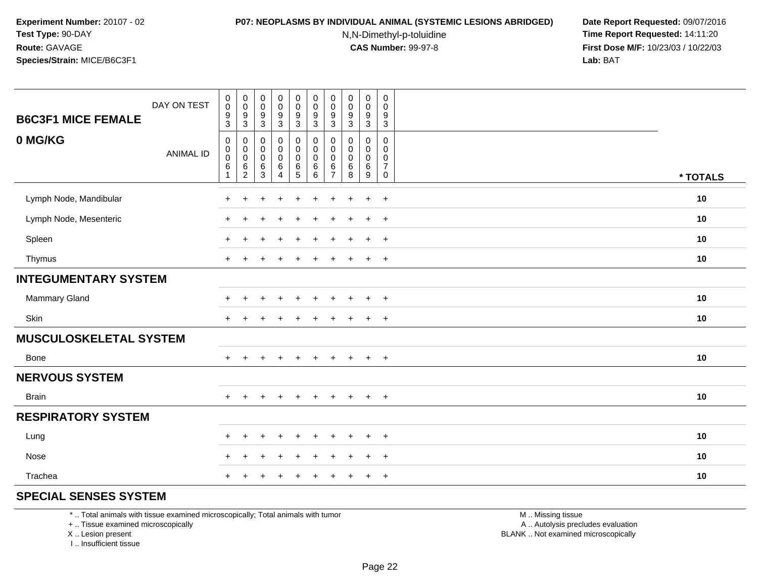**Experiment Number:** 20107 - 02
**Test Type:** 90-DAY
**Route:** GAVAGE
**Species/Strain:** MICE/B6C3F1

**P07: NEOPLASMS BY INDIVIDUAL ANIMAL (SYSTEMIC LESIONS ABRIDGED)**
N,N-Dimethyl-p-toluidine
**CAS Number:** 99-97-8

**Date Report Requested:** 09/07/2016
**Time Report Requested:** 14:11:20
**First Dose M/F:** 10/23/03 / 10/22/03
**Lab:** BAT

| B6C3F1 MICE FEMALE — DAY ON TEST | 0093 | 0093 | 0093 | 0093 | 0093 | 0093 | 0093 | 0093 | 0093 | 0093 | |
|---|---|---|---|---|---|---|---|---|---|---|---|
| **0 MG/KG** — ANIMAL ID | 00061 | 00062 | 00063 | 00064 | 00065 | 00066 | 00067 | 00068 | 00069 | 00070 | *** TOTALS** |
| Lymph Node, Mandibular | + | + | + | + | + | + | + | + | + | + | 10 |
| Lymph Node, Mesenteric | + | + | + | + | + | + | + | + | + | + | 10 |
| Spleen | + | + | + | + | + | + | + | + | + | + | 10 |
| Thymus | + | + | + | + | + | + | + | + | + | + | 10 |
| **INTEGUMENTARY SYSTEM** | | | | | | | | | | | |
| Mammary Gland | + | + | + | + | + | + | + | + | + | + | 10 |
| Skin | + | + | + | + | + | + | + | + | + | + | 10 |
| **MUSCULOSKELETAL SYSTEM** | | | | | | | | | | | |
| Bone | + | + | + | + | + | + | + | + | + | + | 10 |
| **NERVOUS SYSTEM** | | | | | | | | | | | |
| Brain | + | + | + | + | + | + | + | + | + | + | 10 |
| **RESPIRATORY SYSTEM** | | | | | | | | | | | |
| Lung | + | + | + | + | + | + | + | + | + | + | 10 |
| Nose | + | + | + | + | + | + | + | + | + | + | 10 |
| Trachea | + | + | + | + | + | + | + | + | + | + | 10 |
| **SPECIAL SENSES SYSTEM** | | | | | | | | | | | |

\* .. Total animals with tissue examined microscopically; Total animals with tumor
\+ .. Tissue examined microscopically
X .. Lesion present
I .. Insufficient tissue

M .. Missing tissue
A .. Autolysis precludes evaluation
BLANK .. Not examined microscopically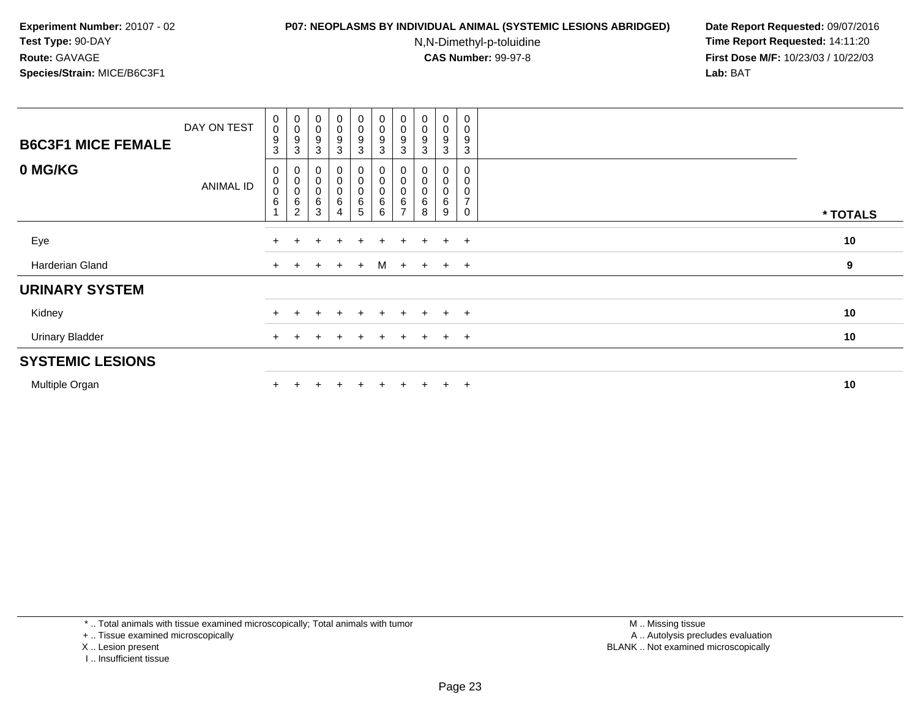**Experiment Number:** 20107 - 02
**Test Type:** 90-DAY
**Route:** GAVAGE
**Species/Strain:** MICE/B6C3F1

**P07: NEOPLASMS BY INDIVIDUAL ANIMAL (SYSTEMIC LESIONS ABRIDGED)**
N,N-Dimethyl-p-toluidine
**CAS Number:** 99-97-8

**Date Report Requested:** 09/07/2016
**Time Report Requested:** 14:11:20
**First Dose M/F:** 10/23/03 / 10/22/03
**Lab:** BAT

| B6C3F1 MICE FEMALE / 0 MG/KG | | | | | | | | | | | |
|---|---|---|---|---|---|---|---|---|---|---|---|
| DAY ON TEST | 0093 | 0093 | 0093 | 0093 | 0093 | 0093 | 0093 | 0093 | 0093 | 0093 | |
| ANIMAL ID | 00061 | 00062 | 00063 | 00064 | 00065 | 00066 | 00067 | 00068 | 00069 | 00070 | * TOTALS |
| Eye | + | + | + | + | + | + | + | + | + | + | 10 |
| Harderian Gland | + | + | + | + | + | M | + | + | + | + | 9 |
| **URINARY SYSTEM** | | | | | | | | | | | |
| Kidney | + | + | + | + | + | + | + | + | + | + | 10 |
| Urinary Bladder | + | + | + | + | + | + | + | + | + | + | 10 |
| **SYSTEMIC LESIONS** | | | | | | | | | | | |
| Multiple Organ | + | + | + | + | + | + | + | + | + | + | 10 |

* .. Total animals with tissue examined microscopically; Total animals with tumor
+ .. Tissue examined microscopically
X .. Lesion present
I .. Insufficient tissue

M .. Missing tissue
A .. Autolysis precludes evaluation
BLANK .. Not examined microscopically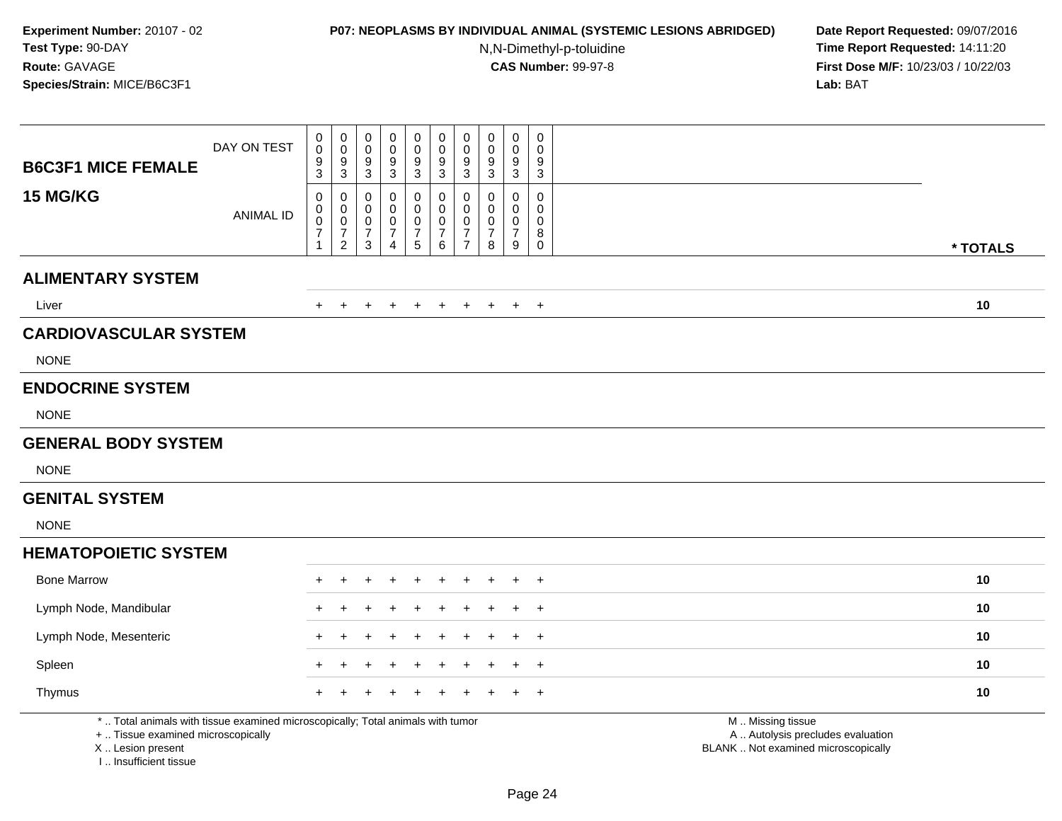**Experiment Number:** 20107 - 02
**Test Type:** 90-DAY
**Route:** GAVAGE
**Species/Strain:** MICE/B6C3F1

**P07: NEOPLASMS BY INDIVIDUAL ANIMAL (SYSTEMIC LESIONS ABRIDGED)**
N,N-Dimethyl-p-toluidine
**CAS Number:** 99-97-8

**Date Report Requested:** 09/07/2016
**Time Report Requested:** 14:11:20
**First Dose M/F:** 10/23/03 / 10/22/03
**Lab:** BAT

| B6C3F1 MICE FEMALE 15 MG/KG | | | | | | | | | | | |
|---|---|---|---|---|---|---|---|---|---|---|---|
| DAY ON TEST | 0093 | 0093 | 0093 | 0093 | 0093 | 0093 | 0093 | 0093 | 0093 | 0093 | |
| ANIMAL ID | 00071 | 00072 | 00073 | 00074 | 00075 | 00076 | 00077 | 00078 | 00079 | 00080 | * TOTALS |
| **ALIMENTARY SYSTEM** | | | | | | | | | | | |
| Liver | + | + | + | + | + | + | + | + | + | + | 10 |
| **CARDIOVASCULAR SYSTEM** | | | | | | | | | | | |
| NONE | | | | | | | | | | | |
| **ENDOCRINE SYSTEM** | | | | | | | | | | | |
| NONE | | | | | | | | | | | |
| **GENERAL BODY SYSTEM** | | | | | | | | | | | |
| NONE | | | | | | | | | | | |
| **GENITAL SYSTEM** | | | | | | | | | | | |
| NONE | | | | | | | | | | | |
| **HEMATOPOIETIC SYSTEM** | | | | | | | | | | | |
| Bone Marrow | + | + | + | + | + | + | + | + | + | + | 10 |
| Lymph Node, Mandibular | + | + | + | + | + | + | + | + | + | + | 10 |
| Lymph Node, Mesenteric | + | + | + | + | + | + | + | + | + | + | 10 |
| Spleen | + | + | + | + | + | + | + | + | + | + | 10 |
| Thymus | + | + | + | + | + | + | + | + | + | + | 10 |

* .. Total animals with tissue examined microscopically; Total animals with tumor
+ .. Tissue examined microscopically
X .. Lesion present
I .. Insufficient tissue

M .. Missing tissue
A .. Autolysis precludes evaluation
BLANK .. Not examined microscopically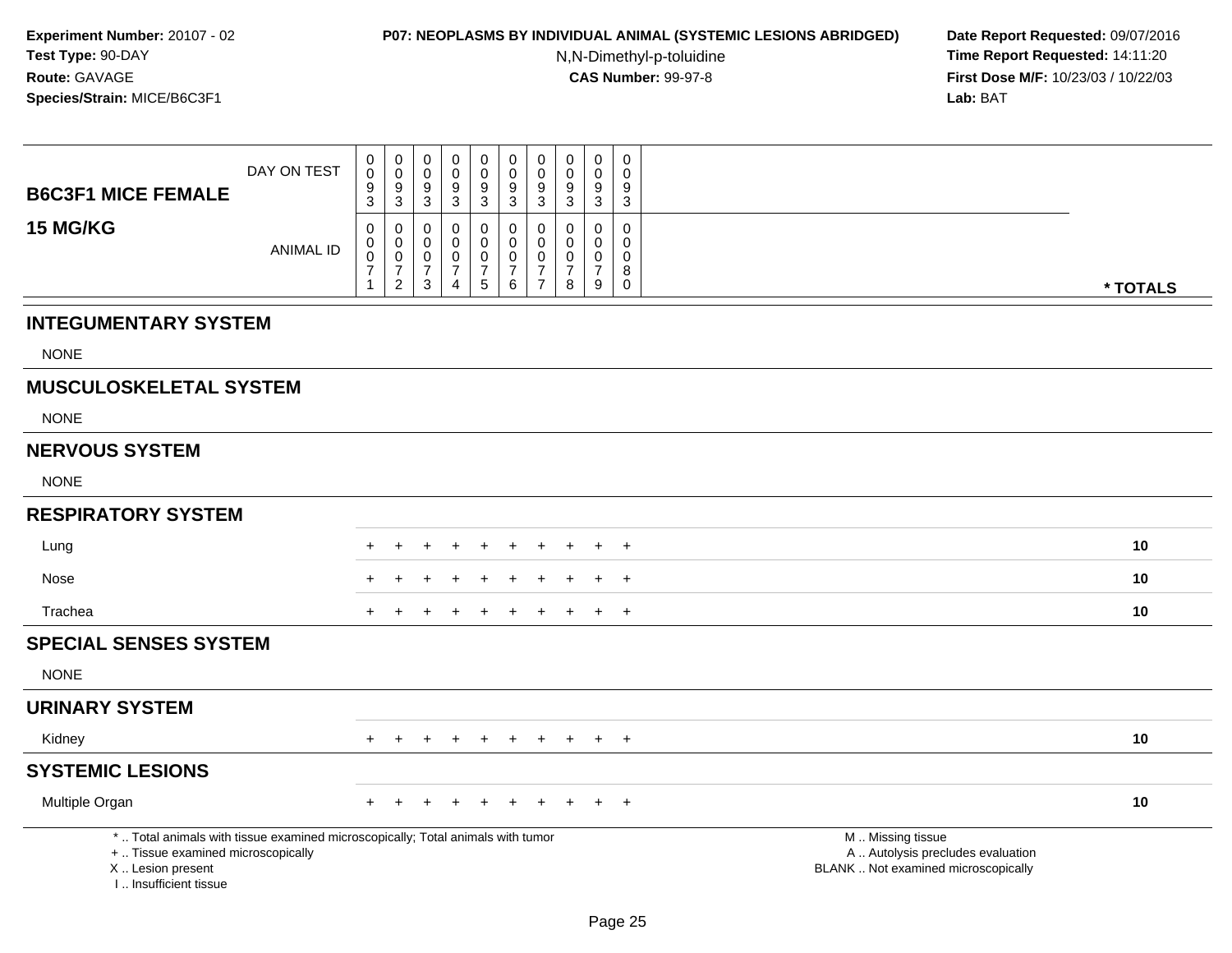**Experiment Number:** 20107 - 02
**Test Type:** 90-DAY
**Route:** GAVAGE
**Species/Strain:** MICE/B6C3F1

**P07: NEOPLASMS BY INDIVIDUAL ANIMAL (SYSTEMIC LESIONS ABRIDGED)**
N,N-Dimethyl-p-toluidine
**CAS Number:** 99-97-8

**Date Report Requested:** 09/07/2016
**Time Report Requested:** 14:11:20
**First Dose M/F:** 10/23/03 / 10/22/03
**Lab:** BAT

| B6C3F1 MICE FEMALE 15 MG/KG | | | | | | | | | | | |
|---|---|---|---|---|---|---|---|---|---|---|---|
| DAY ON TEST | 0093 | 0093 | 0093 | 0093 | 0093 | 0093 | 0093 | 0093 | 0093 | 0093 | |
| ANIMAL ID | 00071 | 00072 | 00073 | 00074 | 00075 | 00076 | 00077 | 00078 | 00079 | 00080 | * TOTALS |
| **INTEGUMENTARY SYSTEM** | | | | | | | | | | | |
| NONE | | | | | | | | | | | |
| **MUSCULOSKELETAL SYSTEM** | | | | | | | | | | | |
| NONE | | | | | | | | | | | |
| **NERVOUS SYSTEM** | | | | | | | | | | | |
| NONE | | | | | | | | | | | |
| **RESPIRATORY SYSTEM** | | | | | | | | | | | |
| Lung | + | + | + | + | + | + | + | + | + | + | 10 |
| Nose | + | + | + | + | + | + | + | + | + | + | 10 |
| Trachea | + | + | + | + | + | + | + | + | + | + | 10 |
| **SPECIAL SENSES SYSTEM** | | | | | | | | | | | |
| NONE | | | | | | | | | | | |
| **URINARY SYSTEM** | | | | | | | | | | | |
| Kidney | + | + | + | + | + | + | + | + | + | + | 10 |
| **SYSTEMIC LESIONS** | | | | | | | | | | | |
| Multiple Organ | + | + | + | + | + | + | + | + | + | + | 10 |

\* .. Total animals with tissue examined microscopically; Total animals with tumor
\+ .. Tissue examined microscopically
X .. Lesion present
I .. Insufficient tissue

M .. Missing tissue
A .. Autolysis precludes evaluation
BLANK .. Not examined microscopically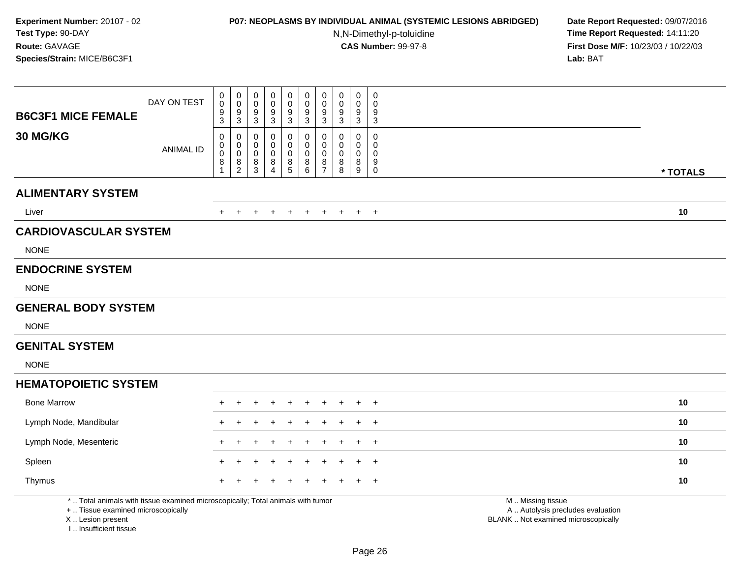**Experiment Number:** 20107 - 02
**Test Type:** 90-DAY
**Route:** GAVAGE
**Species/Strain:** MICE/B6C3F1

**P07: NEOPLASMS BY INDIVIDUAL ANIMAL (SYSTEMIC LESIONS ABRIDGED)**
N,N-Dimethyl-p-toluidine
**CAS Number:** 99-97-8

**Date Report Requested:** 09/07/2016
**Time Report Requested:** 14:11:20
**First Dose M/F:** 10/23/03 / 10/22/03
**Lab:** BAT

| B6C3F1 MICE FEMALE 30 MG/KG | | | | | | | | | | | |
|---|---|---|---|---|---|---|---|---|---|---|---|
| DAY ON TEST | 0093 | 0093 | 0093 | 0093 | 0093 | 0093 | 0093 | 0093 | 0093 | 0093 | |
| ANIMAL ID | 00081 | 00082 | 00083 | 00084 | 00085 | 00086 | 00087 | 00088 | 00089 | 00090 | * TOTALS |
| **ALIMENTARY SYSTEM** | | | | | | | | | | | |
| Liver | + | + | + | + | + | + | + | + | + | + | 10 |
| **CARDIOVASCULAR SYSTEM** | | | | | | | | | | | |
| NONE | | | | | | | | | | | |
| **ENDOCRINE SYSTEM** | | | | | | | | | | | |
| NONE | | | | | | | | | | | |
| **GENERAL BODY SYSTEM** | | | | | | | | | | | |
| NONE | | | | | | | | | | | |
| **GENITAL SYSTEM** | | | | | | | | | | | |
| NONE | | | | | | | | | | | |
| **HEMATOPOIETIC SYSTEM** | | | | | | | | | | | |
| Bone Marrow | + | + | + | + | + | + | + | + | + | + | 10 |
| Lymph Node, Mandibular | + | + | + | + | + | + | + | + | + | + | 10 |
| Lymph Node, Mesenteric | + | + | + | + | + | + | + | + | + | + | 10 |
| Spleen | + | + | + | + | + | + | + | + | + | + | 10 |
| Thymus | + | + | + | + | + | + | + | + | + | + | 10 |

* .. Total animals with tissue examined microscopically; Total animals with tumor
+ .. Tissue examined microscopically
X .. Lesion present
I .. Insufficient tissue

M .. Missing tissue
A .. Autolysis precludes evaluation
BLANK .. Not examined microscopically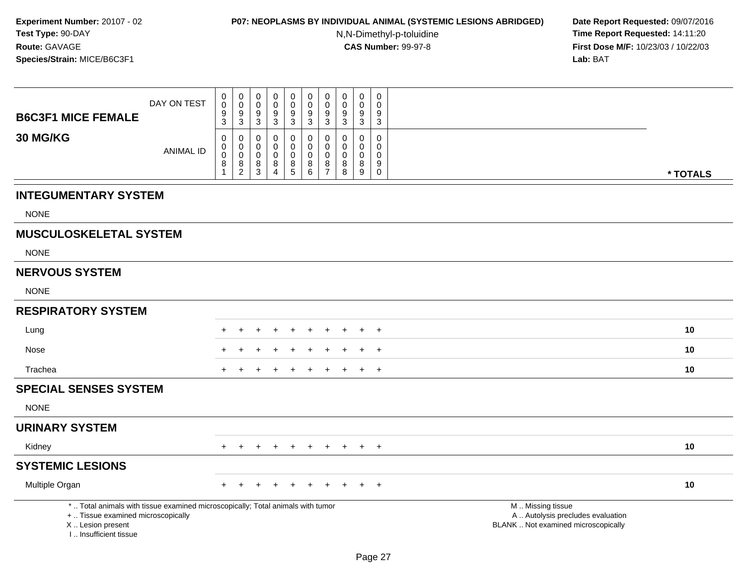**Experiment Number:** 20107 - 02
**Test Type:** 90-DAY
**Route:** GAVAGE
**Species/Strain:** MICE/B6C3F1

**P07: NEOPLASMS BY INDIVIDUAL ANIMAL (SYSTEMIC LESIONS ABRIDGED)**
N,N-Dimethyl-p-toluidine
**CAS Number:** 99-97-8

**Date Report Requested:** 09/07/2016
**Time Report Requested:** 14:11:20
**First Dose M/F:** 10/23/03 / 10/22/03
**Lab:** BAT

| B6C3F1 MICE FEMALE 30 MG/KG | | | | | | | | | | | |
|---|---|---|---|---|---|---|---|---|---|---|---|
| DAY ON TEST | 0093 | 0093 | 0093 | 0093 | 0093 | 0093 | 0093 | 0093 | 0093 | 0093 | |
| ANIMAL ID | 00081 | 00082 | 00083 | 00084 | 00085 | 00086 | 00087 | 00088 | 00089 | 00090 | * TOTALS |
| **INTEGUMENTARY SYSTEM** | | | | | | | | | | | |
| NONE | | | | | | | | | | | |
| **MUSCULOSKELETAL SYSTEM** | | | | | | | | | | | |
| NONE | | | | | | | | | | | |
| **NERVOUS SYSTEM** | | | | | | | | | | | |
| NONE | | | | | | | | | | | |
| **RESPIRATORY SYSTEM** | | | | | | | | | | | |
| Lung | + | + | + | + | + | + | + | + | + | + | 10 |
| Nose | + | + | + | + | + | + | + | + | + | + | 10 |
| Trachea | + | + | + | + | + | + | + | + | + | + | 10 |
| **SPECIAL SENSES SYSTEM** | | | | | | | | | | | |
| NONE | | | | | | | | | | | |
| **URINARY SYSTEM** | | | | | | | | | | | |
| Kidney | + | + | + | + | + | + | + | + | + | + | 10 |
| **SYSTEMIC LESIONS** | | | | | | | | | | | |
| Multiple Organ | + | + | + | + | + | + | + | + | + | + | 10 |

* .. Total animals with tissue examined microscopically; Total animals with tumor
+ .. Tissue examined microscopically
X .. Lesion present
I .. Insufficient tissue

M .. Missing tissue
A .. Autolysis precludes evaluation
BLANK .. Not examined microscopically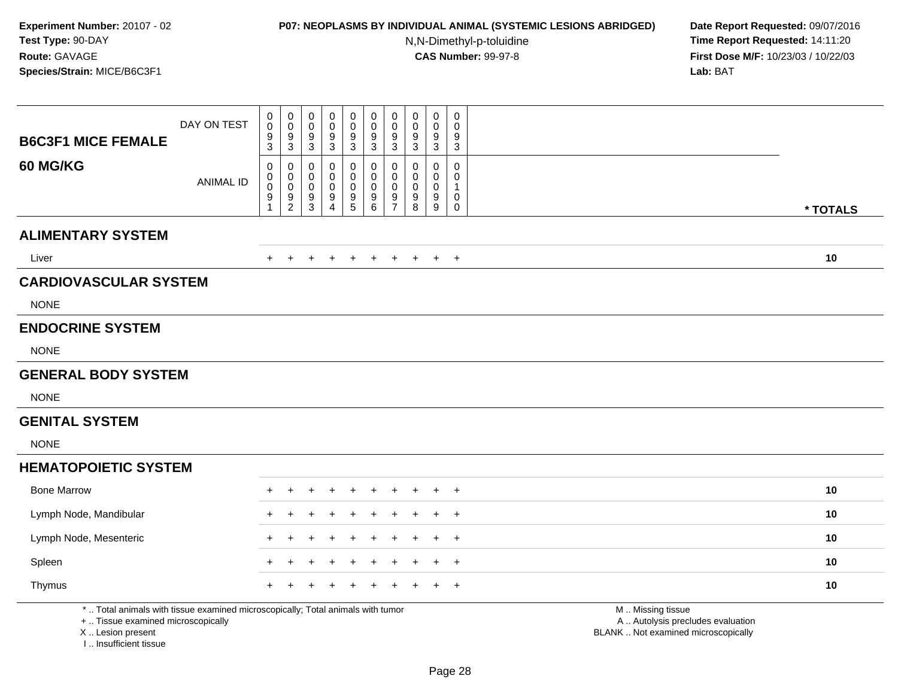**Experiment Number:** 20107 - 02
**Test Type:** 90-DAY
**Route:** GAVAGE
**Species/Strain:** MICE/B6C3F1

**P07: NEOPLASMS BY INDIVIDUAL ANIMAL (SYSTEMIC LESIONS ABRIDGED)**
N,N-Dimethyl-p-toluidine
**CAS Number:** 99-97-8

**Date Report Requested:** 09/07/2016
**Time Report Requested:** 14:11:20
**First Dose M/F:** 10/23/03 / 10/22/03
**Lab:** BAT

| B6C3F1 MICE FEMALE 60 MG/KG | | | | | | | | | | | |
|---|---|---|---|---|---|---|---|---|---|---|---|
| DAY ON TEST | 0093 | 0093 | 0093 | 0093 | 0093 | 0093 | 0093 | 0093 | 0093 | 0093 | |
| ANIMAL ID | 00091 | 00092 | 00093 | 00094 | 00095 | 00096 | 00097 | 00098 | 00099 | 00100 | * TOTALS |
| **ALIMENTARY SYSTEM** | | | | | | | | | | | |
| Liver | + | + | + | + | + | + | + | + | + | + | 10 |
| **CARDIOVASCULAR SYSTEM** | | | | | | | | | | | |
| NONE | | | | | | | | | | | |
| **ENDOCRINE SYSTEM** | | | | | | | | | | | |
| NONE | | | | | | | | | | | |
| **GENERAL BODY SYSTEM** | | | | | | | | | | | |
| NONE | | | | | | | | | | | |
| **GENITAL SYSTEM** | | | | | | | | | | | |
| NONE | | | | | | | | | | | |
| **HEMATOPOIETIC SYSTEM** | | | | | | | | | | | |
| Bone Marrow | + | + | + | + | + | + | + | + | + | + | 10 |
| Lymph Node, Mandibular | + | + | + | + | + | + | + | + | + | + | 10 |
| Lymph Node, Mesenteric | + | + | + | + | + | + | + | + | + | + | 10 |
| Spleen | + | + | + | + | + | + | + | + | + | + | 10 |
| Thymus | + | + | + | + | + | + | + | + | + | + | 10 |

* .. Total animals with tissue examined microscopically; Total animals with tumor
+ .. Tissue examined microscopically
X .. Lesion present
I .. Insufficient tissue

M .. Missing tissue
A .. Autolysis precludes evaluation
BLANK .. Not examined microscopically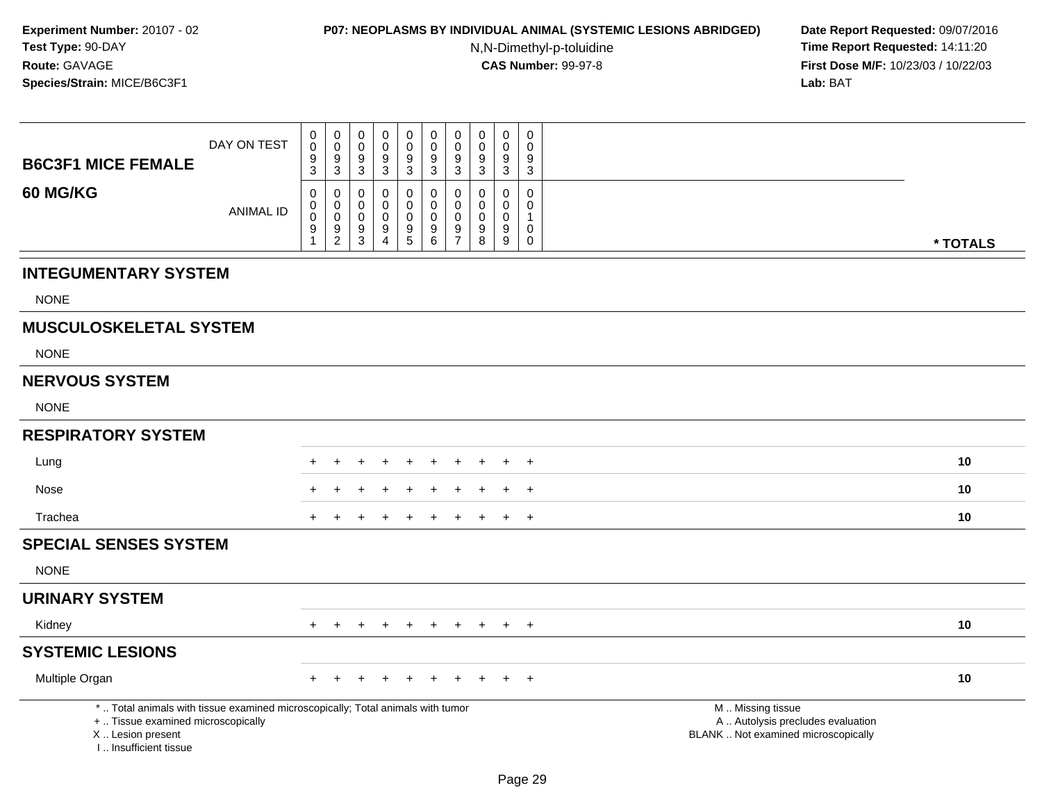**Experiment Number:** 20107 - 02
**Test Type:** 90-DAY
**Route:** GAVAGE
**Species/Strain:** MICE/B6C3F1

**P07: NEOPLASMS BY INDIVIDUAL ANIMAL (SYSTEMIC LESIONS ABRIDGED)**
N,N-Dimethyl-p-toluidine
**CAS Number:** 99-97-8

**Date Report Requested:** 09/07/2016
**Time Report Requested:** 14:11:20
**First Dose M/F:** 10/23/03 / 10/22/03
**Lab:** BAT

| B6C3F1 MICE FEMALE 60 MG/KG | | | | | | | | | | | |
|---|---|---|---|---|---|---|---|---|---|---|---|
| DAY ON TEST | 0093 | 0093 | 0093 | 0093 | 0093 | 0093 | 0093 | 0093 | 0093 | 0093 | |
| ANIMAL ID | 00091 | 00092 | 00093 | 00094 | 00095 | 00096 | 00097 | 00098 | 00099 | 00100 | * TOTALS |
| **INTEGUMENTARY SYSTEM** | | | | | | | | | | | |
| NONE | | | | | | | | | | | |
| **MUSCULOSKELETAL SYSTEM** | | | | | | | | | | | |
| NONE | | | | | | | | | | | |
| **NERVOUS SYSTEM** | | | | | | | | | | | |
| NONE | | | | | | | | | | | |
| **RESPIRATORY SYSTEM** | | | | | | | | | | | |
| Lung | + | + | + | + | + | + | + | + | + | + | 10 |
| Nose | + | + | + | + | + | + | + | + | + | + | 10 |
| Trachea | + | + | + | + | + | + | + | + | + | + | 10 |
| **SPECIAL SENSES SYSTEM** | | | | | | | | | | | |
| NONE | | | | | | | | | | | |
| **URINARY SYSTEM** | | | | | | | | | | | |
| Kidney | + | + | + | + | + | + | + | + | + | + | 10 |
| **SYSTEMIC LESIONS** | | | | | | | | | | | |
| Multiple Organ | + | + | + | + | + | + | + | + | + | + | 10 |

* .. Total animals with tissue examined microscopically; Total animals with tumor
+ .. Tissue examined microscopically
X .. Lesion present
I .. Insufficient tissue

M .. Missing tissue
A .. Autolysis precludes evaluation
BLANK .. Not examined microscopically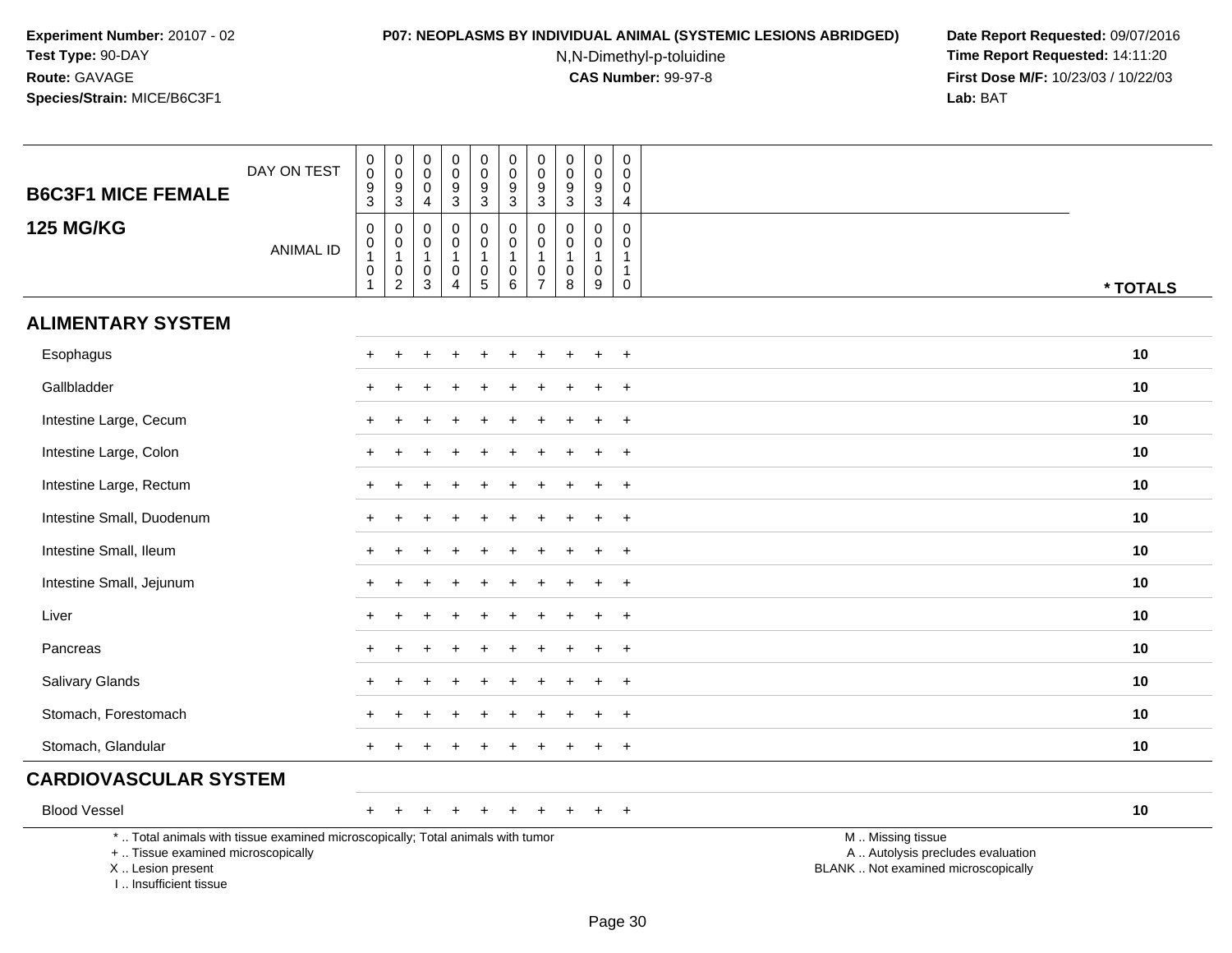**Experiment Number:** 20107 - 02
**Test Type:** 90-DAY
**Route:** GAVAGE
**Species/Strain:** MICE/B6C3F1

**P07: NEOPLASMS BY INDIVIDUAL ANIMAL (SYSTEMIC LESIONS ABRIDGED)**
N,N-Dimethyl-p-toluidine
**CAS Number:** 99-97-8

**Date Report Requested:** 09/07/2016
**Time Report Requested:** 14:11:20
**First Dose M/F:** 10/23/03 / 10/22/03
**Lab:** BAT

| B6C3F1 MICE FEMALE 125 MG/KG | | | | | | | | | | | |
|---|---|---|---|---|---|---|---|---|---|---|---|
| DAY ON TEST | 0093 | 0093 | 0004 | 0093 | 0093 | 0093 | 0093 | 0093 | 0093 | 0004 | |
| ANIMAL ID | 00101 | 00102 | 00103 | 00104 | 00105 | 00106 | 00107 | 00108 | 00109 | 00110 | * TOTALS |
| **ALIMENTARY SYSTEM** | | | | | | | | | | | |
| Esophagus | + | + | + | + | + | + | + | + | + | + | 10 |
| Gallbladder | + | + | + | + | + | + | + | + | + | + | 10 |
| Intestine Large, Cecum | + | + | + | + | + | + | + | + | + | + | 10 |
| Intestine Large, Colon | + | + | + | + | + | + | + | + | + | + | 10 |
| Intestine Large, Rectum | + | + | + | + | + | + | + | + | + | + | 10 |
| Intestine Small, Duodenum | + | + | + | + | + | + | + | + | + | + | 10 |
| Intestine Small, Ileum | + | + | + | + | + | + | + | + | + | + | 10 |
| Intestine Small, Jejunum | + | + | + | + | + | + | + | + | + | + | 10 |
| Liver | + | + | + | + | + | + | + | + | + | + | 10 |
| Pancreas | + | + | + | + | + | + | + | + | + | + | 10 |
| Salivary Glands | + | + | + | + | + | + | + | + | + | + | 10 |
| Stomach, Forestomach | + | + | + | + | + | + | + | + | + | + | 10 |
| Stomach, Glandular | + | + | + | + | + | + | + | + | + | + | 10 |
| **CARDIOVASCULAR SYSTEM** | | | | | | | | | | | |
| Blood Vessel | + | + | + | + | + | + | + | + | + | + | 10 |

* .. Total animals with tissue examined microscopically; Total animals with tumor
+ .. Tissue examined microscopically
X .. Lesion present
I .. Insufficient tissue

M .. Missing tissue
A .. Autolysis precludes evaluation
BLANK .. Not examined microscopically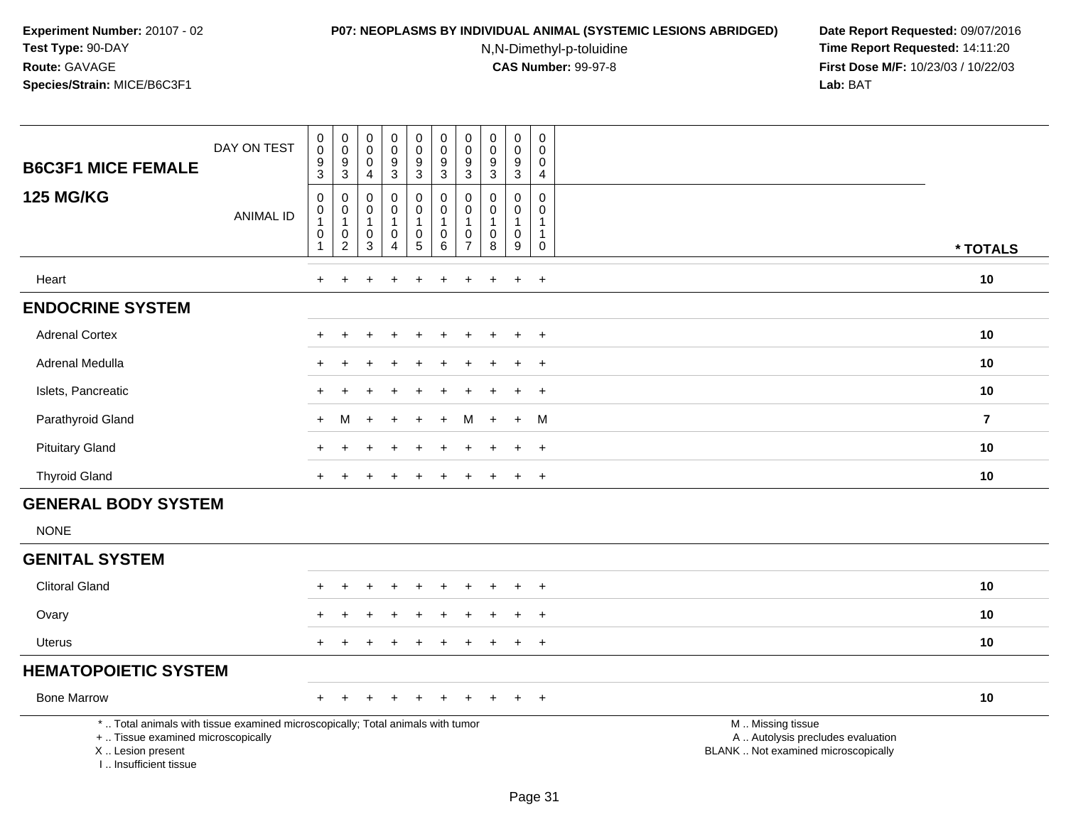**Experiment Number:** 20107 - 02
**Test Type:** 90-DAY
**Route:** GAVAGE
**Species/Strain:** MICE/B6C3F1

**P07: NEOPLASMS BY INDIVIDUAL ANIMAL (SYSTEMIC LESIONS ABRIDGED)**
N,N-Dimethyl-p-toluidine
**CAS Number:** 99-97-8

**Date Report Requested:** 09/07/2016
**Time Report Requested:** 14:11:20
**First Dose M/F:** 10/23/03 / 10/22/03
**Lab:** BAT

| B6C3F1 MICE FEMALE 125 MG/KG | | | | | | | | | | | |
|---|---|---|---|---|---|---|---|---|---|---|---|
| DAY ON TEST | 0093 | 0093 | 0004 | 0093 | 0093 | 0093 | 0093 | 0093 | 0093 | 0004 | |
| ANIMAL ID | 00101 | 00102 | 00103 | 00104 | 00105 | 00106 | 00107 | 00108 | 00109 | 00110 | * TOTALS |
| Heart | + | + | + | + | + | + | + | + | + | + | 10 |
| **ENDOCRINE SYSTEM** | | | | | | | | | | | |
| Adrenal Cortex | + | + | + | + | + | + | + | + | + | + | 10 |
| Adrenal Medulla | + | + | + | + | + | + | + | + | + | + | 10 |
| Islets, Pancreatic | + | + | + | + | + | + | + | + | + | + | 10 |
| Parathyroid Gland | + | M | + | + | + | + | M | + | + | M | 7 |
| Pituitary Gland | + | + | + | + | + | + | + | + | + | + | 10 |
| Thyroid Gland | + | + | + | + | + | + | + | + | + | + | 10 |
| **GENERAL BODY SYSTEM** | | | | | | | | | | | |
| NONE | | | | | | | | | | | |
| **GENITAL SYSTEM** | | | | | | | | | | | |
| Clitoral Gland | + | + | + | + | + | + | + | + | + | + | 10 |
| Ovary | + | + | + | + | + | + | + | + | + | + | 10 |
| Uterus | + | + | + | + | + | + | + | + | + | + | 10 |
| **HEMATOPOIETIC SYSTEM** | | | | | | | | | | | |
| Bone Marrow | + | + | + | + | + | + | + | + | + | + | 10 |

\* .. Total animals with tissue examined microscopically; Total animals with tumor
\+ .. Tissue examined microscopically
X .. Lesion present
I .. Insufficient tissue

M .. Missing tissue
A .. Autolysis precludes evaluation
BLANK .. Not examined microscopically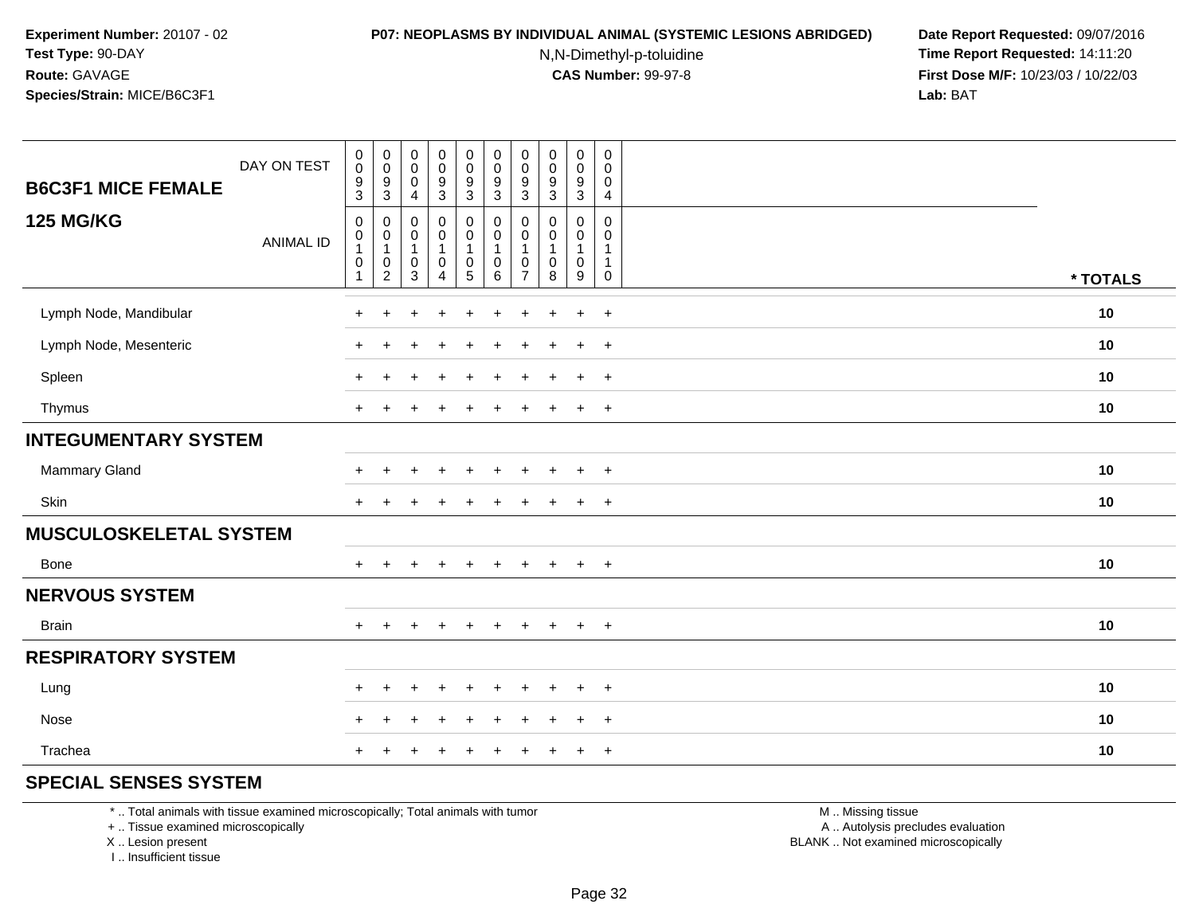**Experiment Number:** 20107 - 02
**Test Type:** 90-DAY
**Route:** GAVAGE
**Species/Strain:** MICE/B6C3F1

**P07: NEOPLASMS BY INDIVIDUAL ANIMAL (SYSTEMIC LESIONS ABRIDGED)**
N,N-Dimethyl-p-toluidine
**CAS Number:** 99-97-8

**Date Report Requested:** 09/07/2016
**Time Report Requested:** 14:11:20
**First Dose M/F:** 10/23/03 / 10/22/03
**Lab:** BAT

| B6C3F1 MICE FEMALE 125 MG/KG | | | | | | | | | | | |
|---|---|---|---|---|---|---|---|---|---|---|---|
| DAY ON TEST | 0093 | 0093 | 0004 | 0093 | 0093 | 0093 | 0093 | 0093 | 0093 | 0004 | |
| ANIMAL ID | 00101 | 00102 | 00103 | 00104 | 00105 | 00106 | 00107 | 00108 | 00109 | 00110 | * TOTALS |
| Lymph Node, Mandibular | + | + | + | + | + | + | + | + | + | + | 10 |
| Lymph Node, Mesenteric | + | + | + | + | + | + | + | + | + | + | 10 |
| Spleen | + | + | + | + | + | + | + | + | + | + | 10 |
| Thymus | + | + | + | + | + | + | + | + | + | + | 10 |
| **INTEGUMENTARY SYSTEM** | | | | | | | | | | | |
| Mammary Gland | + | + | + | + | + | + | + | + | + | + | 10 |
| Skin | + | + | + | + | + | + | + | + | + | + | 10 |
| **MUSCULOSKELETAL SYSTEM** | | | | | | | | | | | |
| Bone | + | + | + | + | + | + | + | + | + | + | 10 |
| **NERVOUS SYSTEM** | | | | | | | | | | | |
| Brain | + | + | + | + | + | + | + | + | + | + | 10 |
| **RESPIRATORY SYSTEM** | | | | | | | | | | | |
| Lung | + | + | + | + | + | + | + | + | + | + | 10 |
| Nose | + | + | + | + | + | + | + | + | + | + | 10 |
| Trachea | + | + | + | + | + | + | + | + | + | + | 10 |
| **SPECIAL SENSES SYSTEM** | | | | | | | | | | | |

* .. Total animals with tissue examined microscopically; Total animals with tumor
+ .. Tissue examined microscopically
X .. Lesion present
I .. Insufficient tissue

M .. Missing tissue
A .. Autolysis precludes evaluation
BLANK .. Not examined microscopically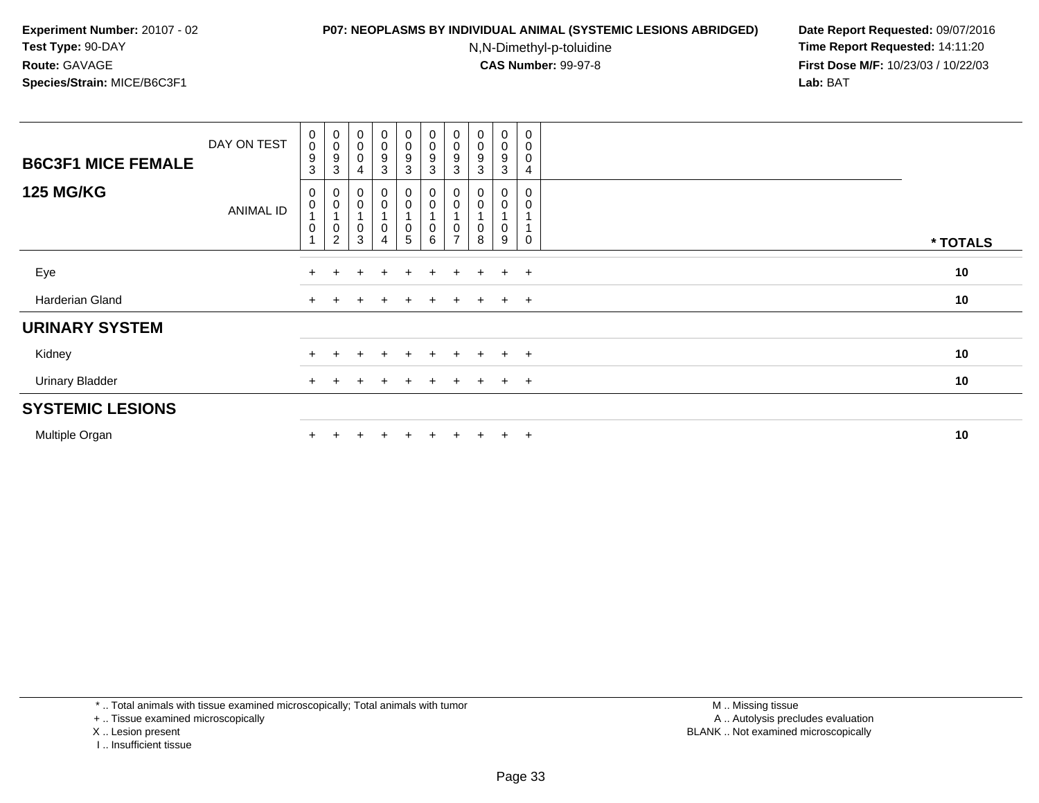**Experiment Number:** 20107 - 02
**Test Type:** 90-DAY
**Route:** GAVAGE
**Species/Strain:** MICE/B6C3F1

**P07: NEOPLASMS BY INDIVIDUAL ANIMAL (SYSTEMIC LESIONS ABRIDGED)**
N,N-Dimethyl-p-toluidine
**CAS Number:** 99-97-8

**Date Report Requested:** 09/07/2016
**Time Report Requested:** 14:11:20
**First Dose M/F:** 10/23/03 / 10/22/03
**Lab:** BAT

| B6C3F1 MICE FEMALE 125 MG/KG | | | | | | | | | | | |
|---|---|---|---|---|---|---|---|---|---|---|---|
| DAY ON TEST | 0093 | 0093 | 0004 | 0093 | 0093 | 0093 | 0093 | 0093 | 0093 | 0004 | |
| ANIMAL ID | 00101 | 00102 | 00103 | 00104 | 00105 | 00106 | 00107 | 00108 | 00109 | 00110 | * TOTALS |
| Eye | + | + | + | + | + | + | + | + | + | + | 10 |
| Harderian Gland | + | + | + | + | + | + | + | + | + | + | 10 |
| **URINARY SYSTEM** | | | | | | | | | | | |
| Kidney | + | + | + | + | + | + | + | + | + | + | 10 |
| Urinary Bladder | + | + | + | + | + | + | + | + | + | + | 10 |
| **SYSTEMIC LESIONS** | | | | | | | | | | | |
| Multiple Organ | + | + | + | + | + | + | + | + | + | + | 10 |

* .. Total animals with tissue examined microscopically; Total animals with tumor
+ .. Tissue examined microscopically
X .. Lesion present
I .. Insufficient tissue

M .. Missing tissue
A .. Autolysis precludes evaluation
BLANK .. Not examined microscopically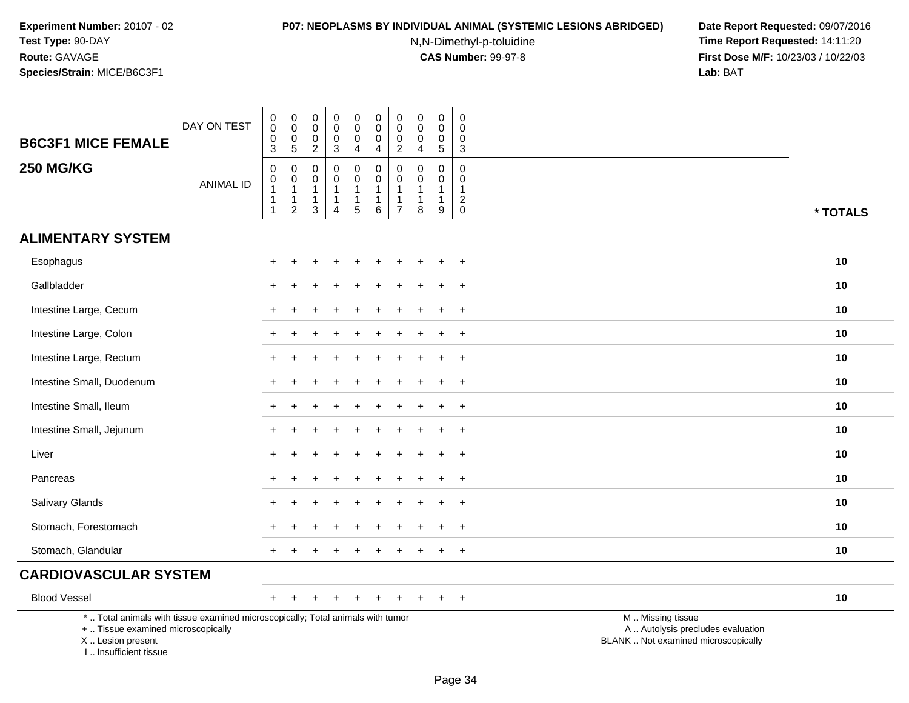Experiment Number: 20107 - 02
Test Type: 90-DAY
Route: GAVAGE
Species/Strain: MICE/B6C3F1

**P07: NEOPLASMS BY INDIVIDUAL ANIMAL (SYSTEMIC LESIONS ABRIDGED)**
N,N-Dimethyl-p-toluidine
**CAS Number:** 99-97-8

Date Report Requested: 09/07/2016
Time Report Requested: 14:11:20
First Dose M/F: 10/23/03 / 10/22/03
Lab: BAT

| B6C3F1 MICE FEMALE 250 MG/KG | | | | | | | | | | | |
|---|---|---|---|---|---|---|---|---|---|---|---|
| DAY ON TEST | 0003 | 0005 | 0002 | 0003 | 0004 | 0004 | 0002 | 0004 | 0005 | 0003 | |
| ANIMAL ID | 00111 | 00112 | 00113 | 00114 | 00115 | 00116 | 00117 | 00118 | 00119 | 00120 | * TOTALS |
| **ALIMENTARY SYSTEM** | | | | | | | | | | | |
| Esophagus | + | + | + | + | + | + | + | + | + | + | 10 |
| Gallbladder | + | + | + | + | + | + | + | + | + | + | 10 |
| Intestine Large, Cecum | + | + | + | + | + | + | + | + | + | + | 10 |
| Intestine Large, Colon | + | + | + | + | + | + | + | + | + | + | 10 |
| Intestine Large, Rectum | + | + | + | + | + | + | + | + | + | + | 10 |
| Intestine Small, Duodenum | + | + | + | + | + | + | + | + | + | + | 10 |
| Intestine Small, Ileum | + | + | + | + | + | + | + | + | + | + | 10 |
| Intestine Small, Jejunum | + | + | + | + | + | + | + | + | + | + | 10 |
| Liver | + | + | + | + | + | + | + | + | + | + | 10 |
| Pancreas | + | + | + | + | + | + | + | + | + | + | 10 |
| Salivary Glands | + | + | + | + | + | + | + | + | + | + | 10 |
| Stomach, Forestomach | + | + | + | + | + | + | + | + | + | + | 10 |
| Stomach, Glandular | + | + | + | + | + | + | + | + | + | + | 10 |
| **CARDIOVASCULAR SYSTEM** | | | | | | | | | | | |
| Blood Vessel | + | + | + | + | + | + | + | + | + | + | 10 |

* .. Total animals with tissue examined microscopically; Total animals with tumor
+ .. Tissue examined microscopically
X .. Lesion present
I .. Insufficient tissue

M .. Missing tissue
A .. Autolysis precludes evaluation
BLANK .. Not examined microscopically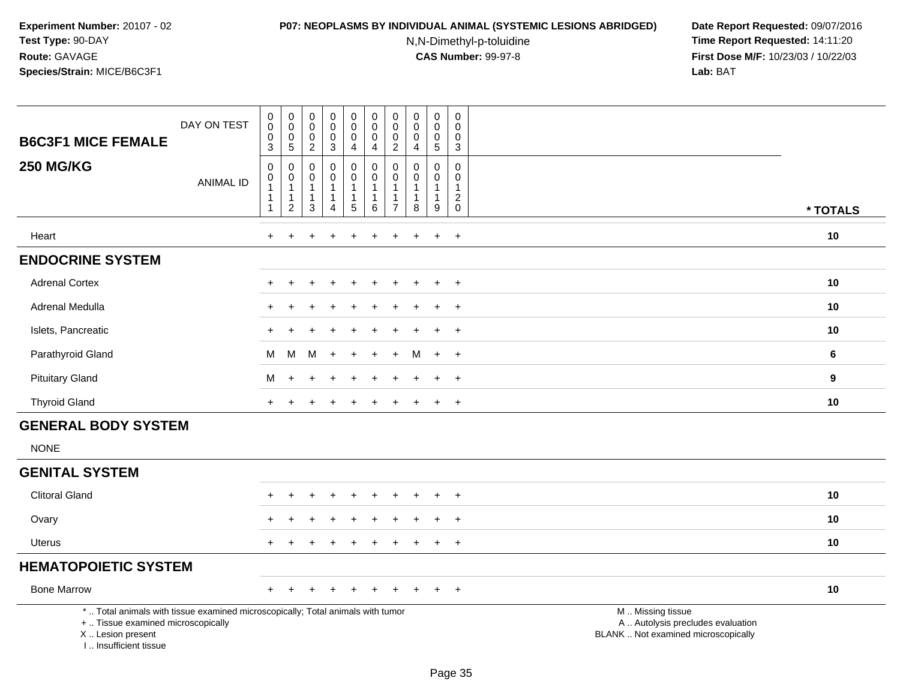**Experiment Number:** 20107 - 02
**Test Type:** 90-DAY
**Route:** GAVAGE
**Species/Strain:** MICE/B6C3F1

**P07: NEOPLASMS BY INDIVIDUAL ANIMAL (SYSTEMIC LESIONS ABRIDGED)**
N,N-Dimethyl-p-toluidine
**CAS Number:** 99-97-8

**Date Report Requested:** 09/07/2016
**Time Report Requested:** 14:11:20
**First Dose M/F:** 10/23/03 / 10/22/03
**Lab:** BAT

| B6C3F1 MICE FEMALE 250 MG/KG | | | | | | | | | | | |
|---|---|---|---|---|---|---|---|---|---|---|---|
| DAY ON TEST | 0003 | 0005 | 0002 | 0003 | 0004 | 0004 | 0002 | 0004 | 0005 | 0003 | |
| ANIMAL ID | 00111 | 00112 | 00113 | 00114 | 00115 | 00116 | 00117 | 00118 | 00119 | 00120 | * TOTALS |
| Heart | + | + | + | + | + | + | + | + | + | + | 10 |
| **ENDOCRINE SYSTEM** | | | | | | | | | | | |
| Adrenal Cortex | + | + | + | + | + | + | + | + | + | + | 10 |
| Adrenal Medulla | + | + | + | + | + | + | + | + | + | + | 10 |
| Islets, Pancreatic | + | + | + | + | + | + | + | + | + | + | 10 |
| Parathyroid Gland | M | M | M | + | + | + | + | M | + | + | 6 |
| Pituitary Gland | M | + | + | + | + | + | + | + | + | + | 9 |
| Thyroid Gland | + | + | + | + | + | + | + | + | + | + | 10 |
| **GENERAL BODY SYSTEM** | | | | | | | | | | | |
| NONE | | | | | | | | | | | |
| **GENITAL SYSTEM** | | | | | | | | | | | |
| Clitoral Gland | + | + | + | + | + | + | + | + | + | + | 10 |
| Ovary | + | + | + | + | + | + | + | + | + | + | 10 |
| Uterus | + | + | + | + | + | + | + | + | + | + | 10 |
| **HEMATOPOIETIC SYSTEM** | | | | | | | | | | | |
| Bone Marrow | + | + | + | + | + | + | + | + | + | + | 10 |

* .. Total animals with tissue examined microscopically; Total animals with tumor
+ .. Tissue examined microscopically
X .. Lesion present
I .. Insufficient tissue

M .. Missing tissue
A .. Autolysis precludes evaluation
BLANK .. Not examined microscopically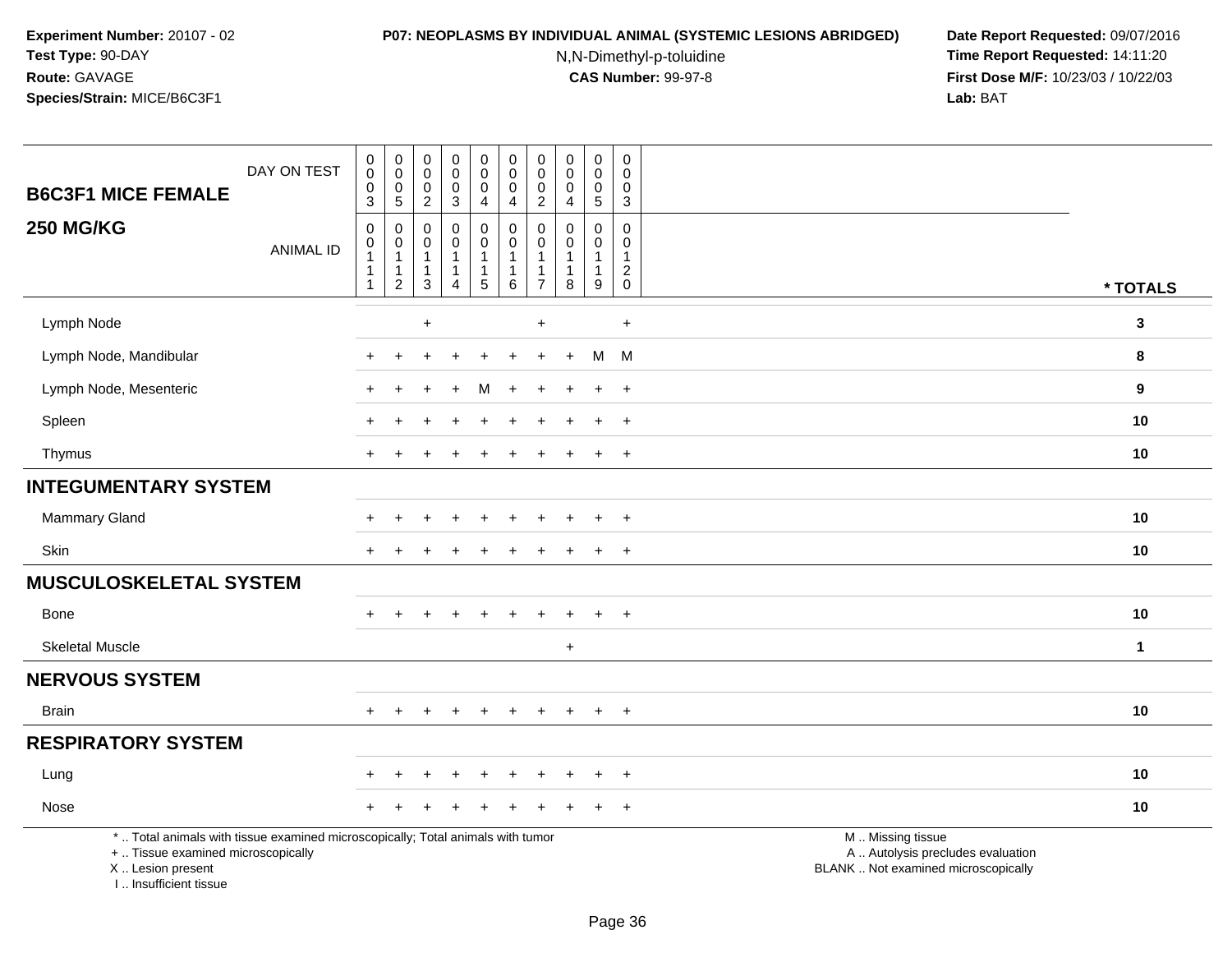**Experiment Number:** 20107 - 02
**Test Type:** 90-DAY
**Route:** GAVAGE
**Species/Strain:** MICE/B6C3F1

**P07: NEOPLASMS BY INDIVIDUAL ANIMAL (SYSTEMIC LESIONS ABRIDGED)**
N,N-Dimethyl-p-toluidine
**CAS Number:** 99-97-8

**Date Report Requested:** 09/07/2016
**Time Report Requested:** 14:11:20
**First Dose M/F:** 10/23/03 / 10/22/03
**Lab:** BAT

| B6C3F1 MICE FEMALE — DAY ON TEST | 0003 | 0005 | 0002 | 0003 | 0004 | 0004 | 0002 | 0004 | 0005 | 0003 | |
|---|---|---|---|---|---|---|---|---|---|---|---|
| **250 MG/KG** — ANIMAL ID | 00111 | 00112 | 00113 | 00114 | 00115 | 00116 | 00117 | 00118 | 00119 | 00120 | * TOTALS |
| Lymph Node | | | + | | | | + | | | + | 3 |
| Lymph Node, Mandibular | + | + | + | + | + | + | + | + | M | M | 8 |
| Lymph Node, Mesenteric | + | + | + | + | M | + | + | + | + | + | 9 |
| Spleen | + | + | + | + | + | + | + | + | + | + | 10 |
| Thymus | + | + | + | + | + | + | + | + | + | + | 10 |
| **INTEGUMENTARY SYSTEM** | | | | | | | | | | | |
| Mammary Gland | + | + | + | + | + | + | + | + | + | + | 10 |
| Skin | + | + | + | + | + | + | + | + | + | + | 10 |
| **MUSCULOSKELETAL SYSTEM** | | | | | | | | | | | |
| Bone | + | + | + | + | + | + | + | + | + | + | 10 |
| Skeletal Muscle | | | | | | | | + | | | 1 |
| **NERVOUS SYSTEM** | | | | | | | | | | | |
| Brain | + | + | + | + | + | + | + | + | + | + | 10 |
| **RESPIRATORY SYSTEM** | | | | | | | | | | | |
| Lung | + | + | + | + | + | + | + | + | + | + | 10 |
| Nose | + | + | + | + | + | + | + | + | + | + | 10 |

* .. Total animals with tissue examined microscopically; Total animals with tumor
+ .. Tissue examined microscopically
X .. Lesion present
I .. Insufficient tissue

M .. Missing tissue
A .. Autolysis precludes evaluation
BLANK .. Not examined microscopically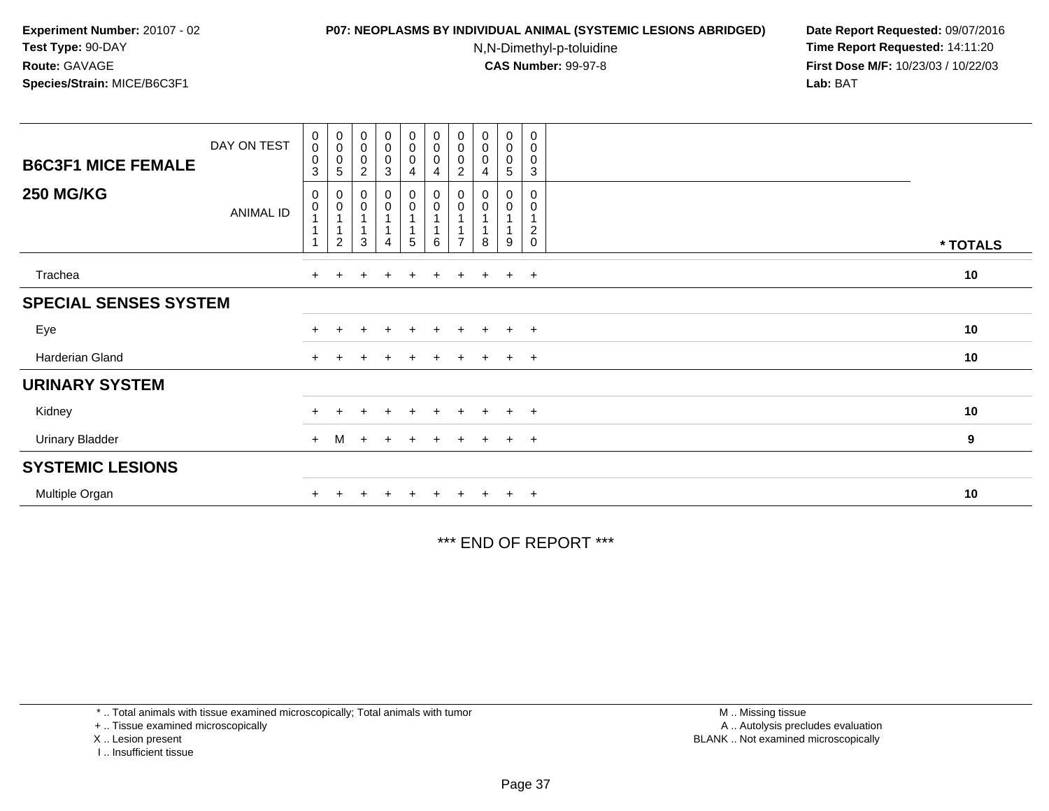**Experiment Number:** 20107 - 02
**Test Type:** 90-DAY
**Route:** GAVAGE
**Species/Strain:** MICE/B6C3F1

**P07: NEOPLASMS BY INDIVIDUAL ANIMAL (SYSTEMIC LESIONS ABRIDGED)**
N,N-Dimethyl-p-toluidine
**CAS Number:** 99-97-8

**Date Report Requested:** 09/07/2016
**Time Report Requested:** 14:11:20
**First Dose M/F:** 10/23/03 / 10/22/03
**Lab:** BAT

| B6C3F1 MICE FEMALE 250 MG/KG | | | | | | | | | | | |
|---|---|---|---|---|---|---|---|---|---|---|---|
| DAY ON TEST | 0003 | 0005 | 0002 | 0003 | 0004 | 0004 | 0002 | 0004 | 0005 | 0003 | |
| ANIMAL ID | 00111 | 00112 | 00113 | 00114 | 00115 | 00116 | 00117 | 00118 | 00119 | 00120 | * TOTALS |
| Trachea | + | + | + | + | + | + | + | + | + | + | 10 |
| **SPECIAL SENSES SYSTEM** | | | | | | | | | | | |
| Eye | + | + | + | + | + | + | + | + | + | + | 10 |
| Harderian Gland | + | + | + | + | + | + | + | + | + | + | 10 |
| **URINARY SYSTEM** | | | | | | | | | | | |
| Kidney | + | + | + | + | + | + | + | + | + | + | 10 |
| Urinary Bladder | + | M | + | + | + | + | + | + | + | + | 9 |
| **SYSTEMIC LESIONS** | | | | | | | | | | | |
| Multiple Organ | + | + | + | + | + | + | + | + | + | + | 10 |

*** END OF REPORT ***

* .. Total animals with tissue examined microscopically; Total animals with tumor
+ .. Tissue examined microscopically
X .. Lesion present
I .. Insufficient tissue

M .. Missing tissue
A .. Autolysis precludes evaluation
BLANK .. Not examined microscopically